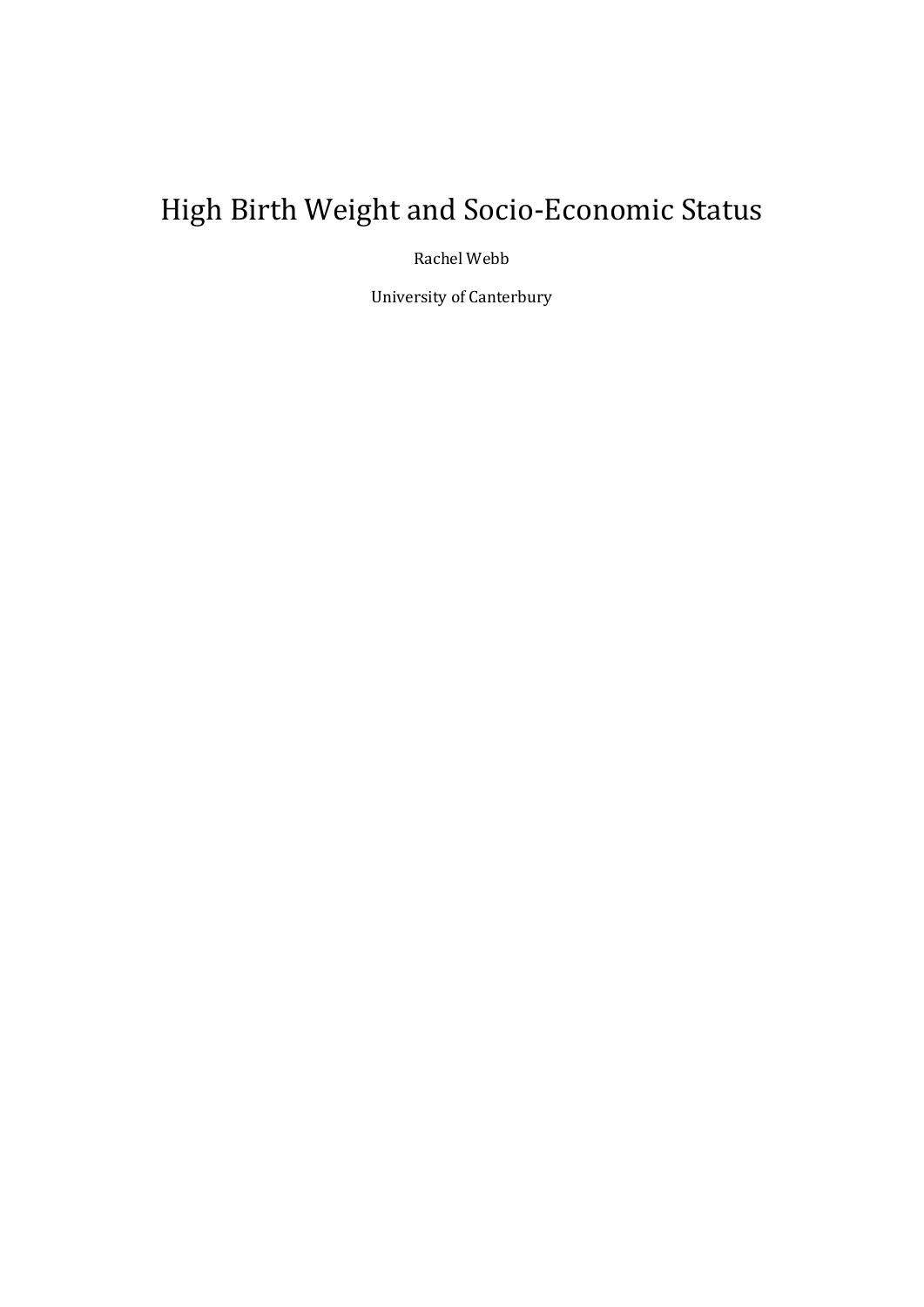# High Birth Weight and Socio-Economic Status

Rachel Webb

University of Canterbury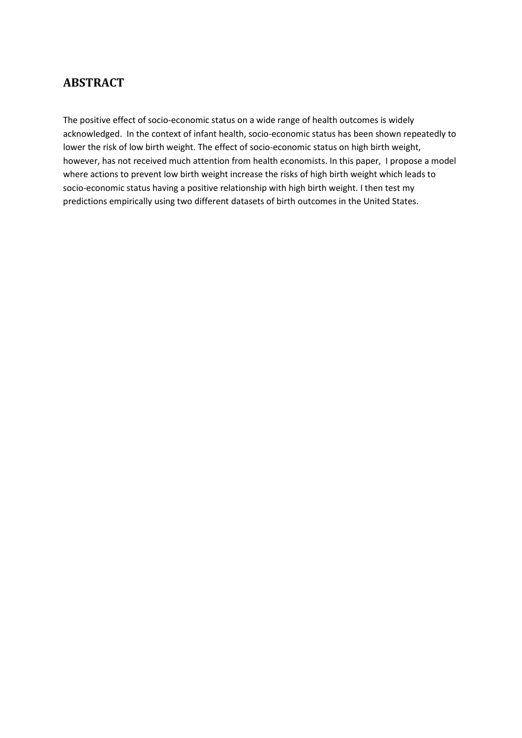## ABSTRACT

The positive effect of socio-economic status on a wide range of health outcomes is widely acknowledged. In the context of infant health, socio-economic status has been shown repeatedly to lower the risk of low birth weight. The effect of socio-economic status on high birth weight, however, has not received much attention from health economists. In this paper, I propose a model where actions to prevent low birth weight increase the risks of high birth weight which leads to socio-economic status having a positive relationship with high birth weight. I then test my predictions empirically using two different datasets of birth outcomes in the United States.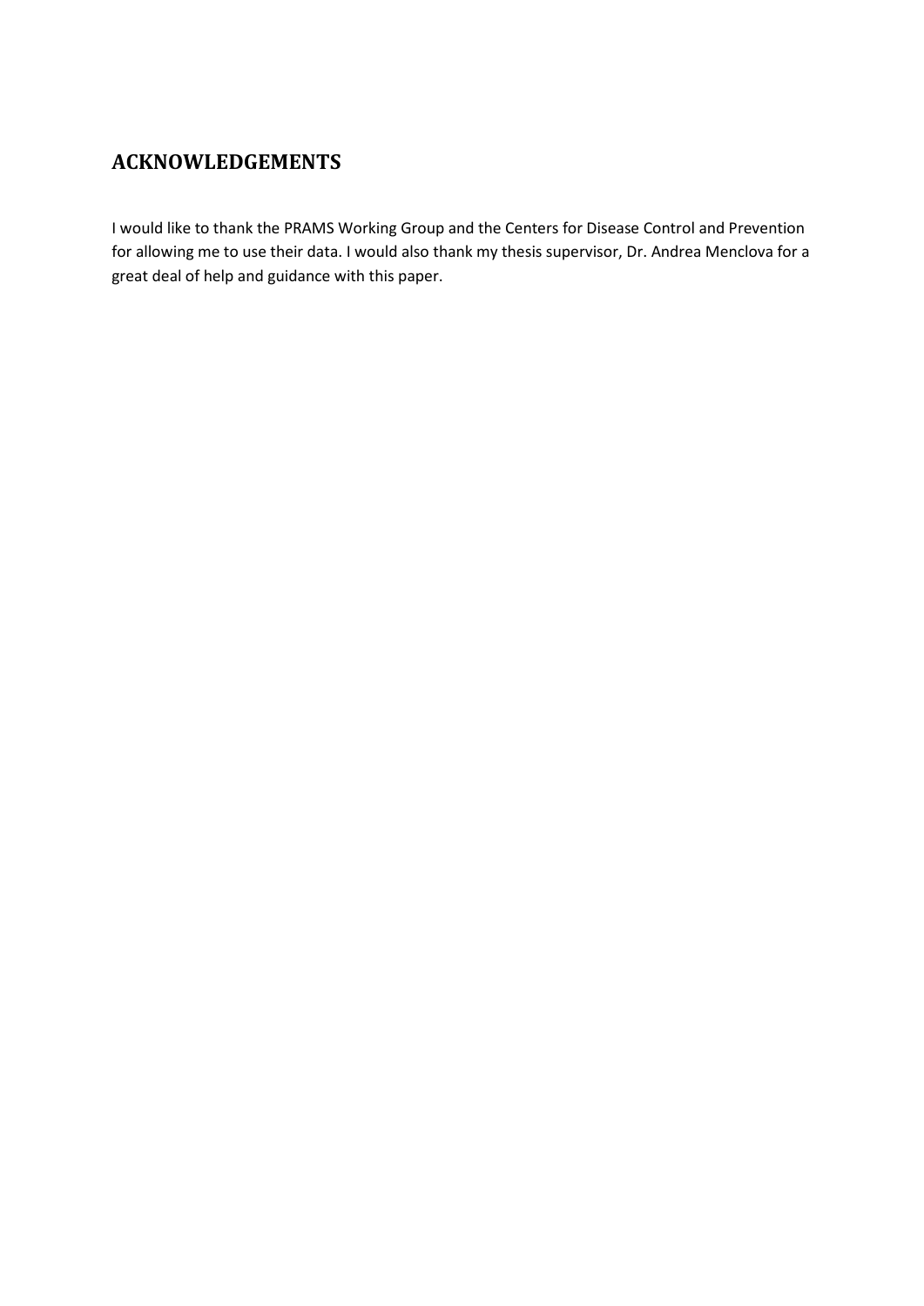## ACKNOWLEDGEMENTS

I would like to thank the PRAMS Working Group and the Centers for Disease Control and Prevention for allowing me to use their data. I would also thank my thesis supervisor, Dr. Andrea Menclova for a great deal of help and guidance with this paper.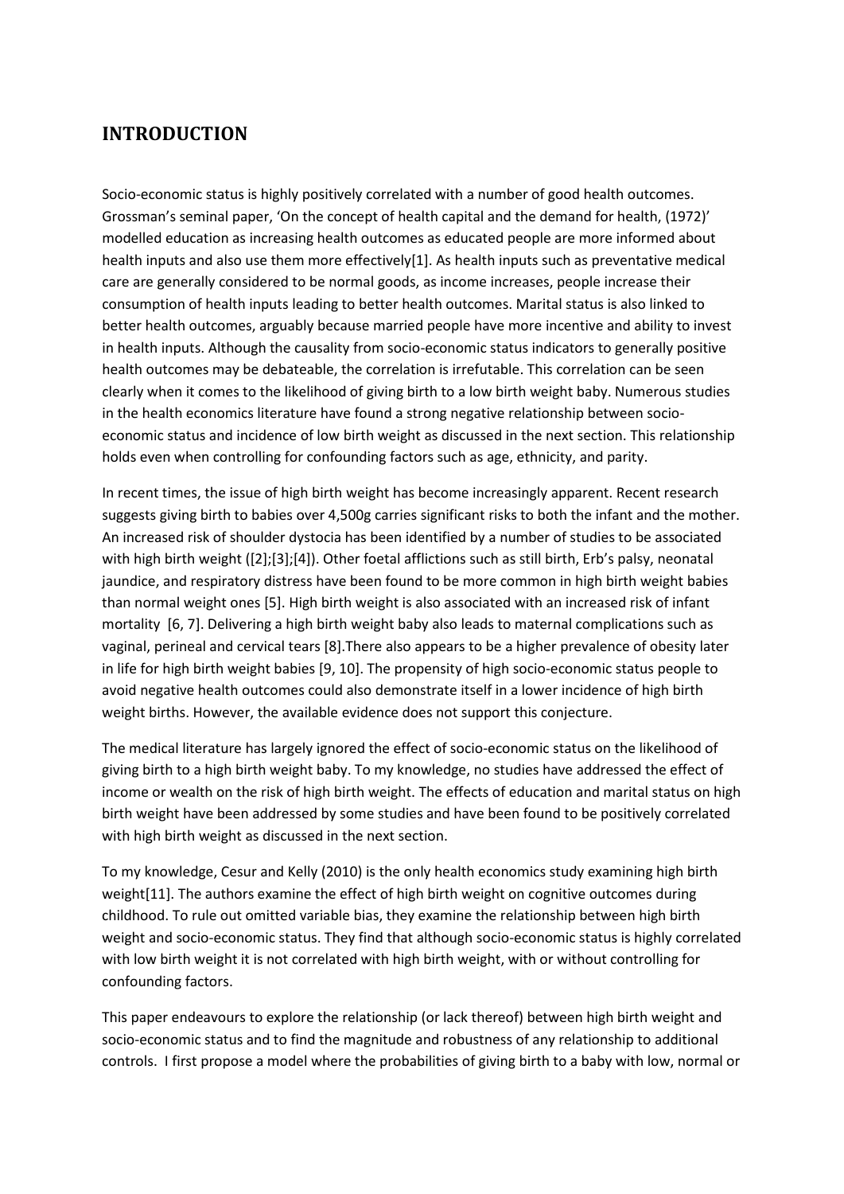## INTRODUCTION

Socio-economic status is highly positively correlated with a number of good health outcomes. Grossman's seminal paper, 'On the concept of health capital and the demand for health, (1972)' modelled education as increasing health outcomes as educated people are more informed about health inputs and also use them more effectively[1]. As health inputs such as preventative medical care are generally considered to be normal goods, as income increases, people increase their consumption of health inputs leading to better health outcomes. Marital status is also linked to better health outcomes, arguably because married people have more incentive and ability to invest in health inputs. Although the causality from socio-economic status indicators to generally positive health outcomes may be debateable, the correlation is irrefutable. This correlation can be seen clearly when it comes to the likelihood of giving birth to a low birth weight baby. Numerous studies in the health economics literature have found a strong negative relationship between socio-economic status and incidence of low birth weight as discussed in the next section. This relationship holds even when controlling for confounding factors such as age, ethnicity, and parity.

In recent times, the issue of high birth weight has become increasingly apparent. Recent research suggests giving birth to babies over 4,500g carries significant risks to both the infant and the mother. An increased risk of shoulder dystocia has been identified by a number of studies to be associated with high birth weight ([2];[3];[4]). Other foetal afflictions such as still birth, Erb's palsy, neonatal jaundice, and respiratory distress have been found to be more common in high birth weight babies than normal weight ones [5]. High birth weight is also associated with an increased risk of infant mortality [6, 7]. Delivering a high birth weight baby also leads to maternal complications such as vaginal, perineal and cervical tears [8].There also appears to be a higher prevalence of obesity later in life for high birth weight babies [9, 10]. The propensity of high socio-economic status people to avoid negative health outcomes could also demonstrate itself in a lower incidence of high birth weight births. However, the available evidence does not support this conjecture.

The medical literature has largely ignored the effect of socio-economic status on the likelihood of giving birth to a high birth weight baby. To my knowledge, no studies have addressed the effect of income or wealth on the risk of high birth weight. The effects of education and marital status on high birth weight have been addressed by some studies and have been found to be positively correlated with high birth weight as discussed in the next section.

To my knowledge, Cesur and Kelly (2010) is the only health economics study examining high birth weight[11]. The authors examine the effect of high birth weight on cognitive outcomes during childhood. To rule out omitted variable bias, they examine the relationship between high birth weight and socio-economic status. They find that although socio-economic status is highly correlated with low birth weight it is not correlated with high birth weight, with or without controlling for confounding factors.

This paper endeavours to explore the relationship (or lack thereof) between high birth weight and socio-economic status and to find the magnitude and robustness of any relationship to additional controls. I first propose a model where the probabilities of giving birth to a baby with low, normal or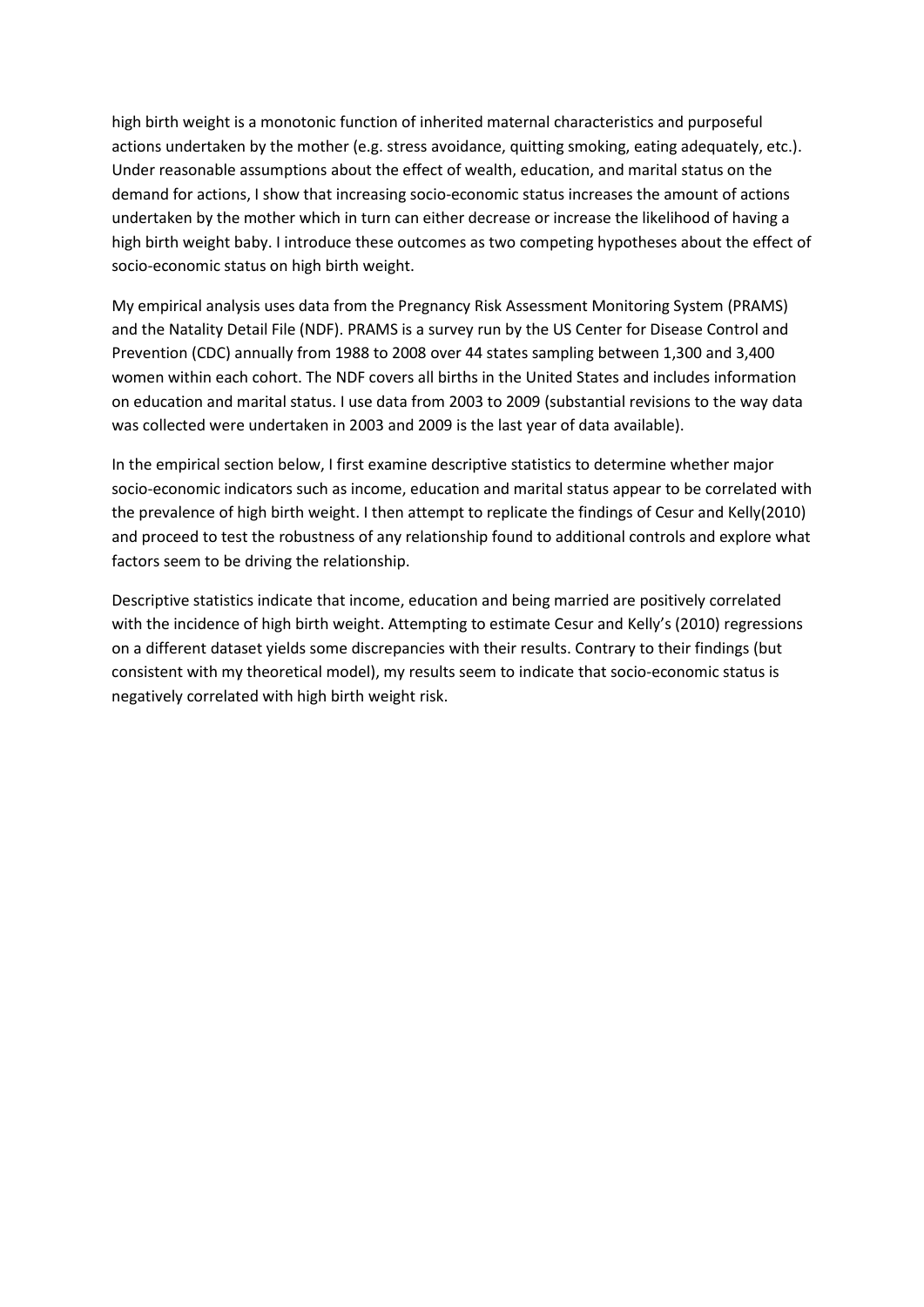high birth weight is a monotonic function of inherited maternal characteristics and purposeful actions undertaken by the mother (e.g. stress avoidance, quitting smoking, eating adequately, etc.). Under reasonable assumptions about the effect of wealth, education, and marital status on the demand for actions, I show that increasing socio-economic status increases the amount of actions undertaken by the mother which in turn can either decrease or increase the likelihood of having a high birth weight baby. I introduce these outcomes as two competing hypotheses about the effect of socio-economic status on high birth weight.

My empirical analysis uses data from the Pregnancy Risk Assessment Monitoring System (PRAMS) and the Natality Detail File (NDF). PRAMS is a survey run by the US Center for Disease Control and Prevention (CDC) annually from 1988 to 2008 over 44 states sampling between 1,300 and 3,400 women within each cohort. The NDF covers all births in the United States and includes information on education and marital status. I use data from 2003 to 2009 (substantial revisions to the way data was collected were undertaken in 2003 and 2009 is the last year of data available).

In the empirical section below, I first examine descriptive statistics to determine whether major socio-economic indicators such as income, education and marital status appear to be correlated with the prevalence of high birth weight. I then attempt to replicate the findings of Cesur and Kelly(2010) and proceed to test the robustness of any relationship found to additional controls and explore what factors seem to be driving the relationship.

Descriptive statistics indicate that income, education and being married are positively correlated with the incidence of high birth weight. Attempting to estimate Cesur and Kelly's (2010) regressions on a different dataset yields some discrepancies with their results. Contrary to their findings (but consistent with my theoretical model), my results seem to indicate that socio-economic status is negatively correlated with high birth weight risk.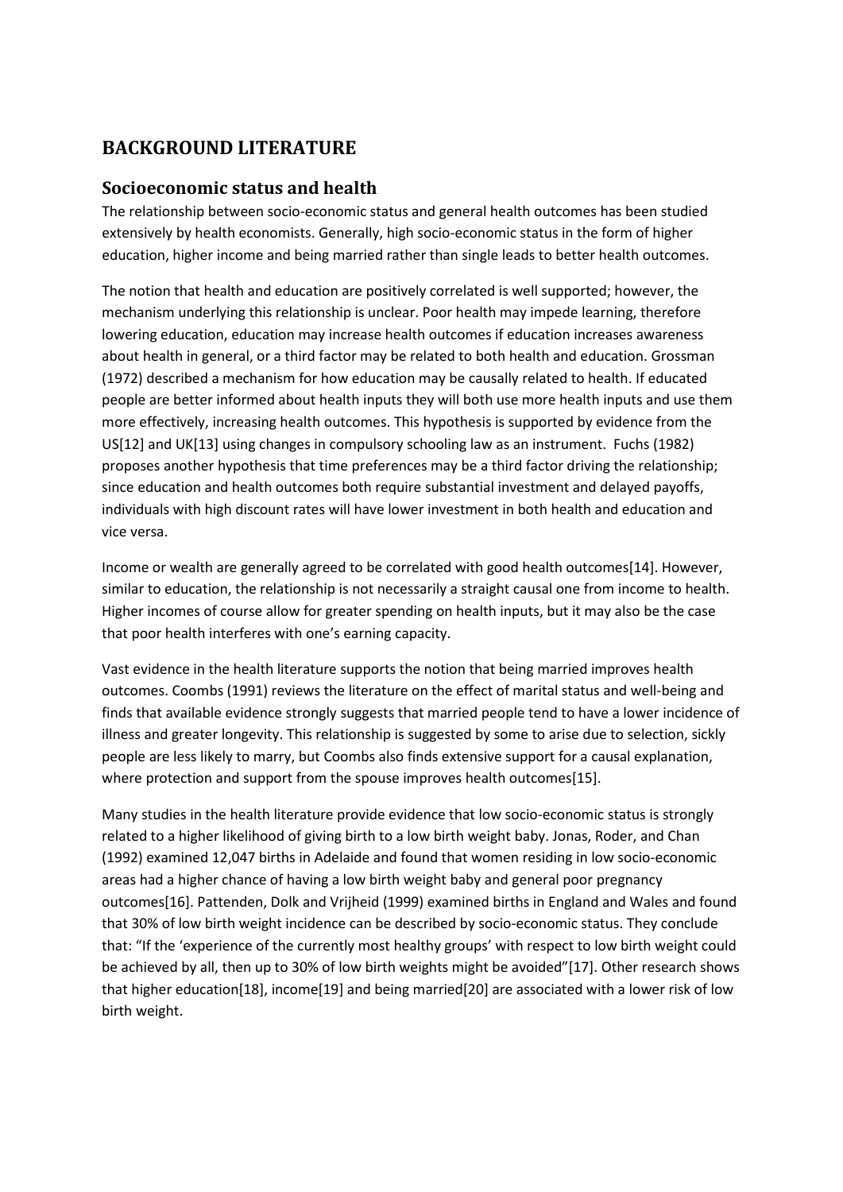# BACKGROUND LITERATURE

## Socioeconomic status and health

The relationship between socio-economic status and general health outcomes has been studied extensively by health economists. Generally, high socio-economic status in the form of higher education, higher income and being married rather than single leads to better health outcomes.

The notion that health and education are positively correlated is well supported; however, the mechanism underlying this relationship is unclear. Poor health may impede learning, therefore lowering education, education may increase health outcomes if education increases awareness about health in general, or a third factor may be related to both health and education. Grossman (1972) described a mechanism for how education may be causally related to health. If educated people are better informed about health inputs they will both use more health inputs and use them more effectively, increasing health outcomes. This hypothesis is supported by evidence from the US[12] and UK[13] using changes in compulsory schooling law as an instrument. Fuchs (1982) proposes another hypothesis that time preferences may be a third factor driving the relationship; since education and health outcomes both require substantial investment and delayed payoffs, individuals with high discount rates will have lower investment in both health and education and vice versa.

Income or wealth are generally agreed to be correlated with good health outcomes[14]. However, similar to education, the relationship is not necessarily a straight causal one from income to health. Higher incomes of course allow for greater spending on health inputs, but it may also be the case that poor health interferes with one's earning capacity.

Vast evidence in the health literature supports the notion that being married improves health outcomes. Coombs (1991) reviews the literature on the effect of marital status and well-being and finds that available evidence strongly suggests that married people tend to have a lower incidence of illness and greater longevity. This relationship is suggested by some to arise due to selection, sickly people are less likely to marry, but Coombs also finds extensive support for a causal explanation, where protection and support from the spouse improves health outcomes[15].

Many studies in the health literature provide evidence that low socio-economic status is strongly related to a higher likelihood of giving birth to a low birth weight baby. Jonas, Roder, and Chan (1992) examined 12,047 births in Adelaide and found that women residing in low socio-economic areas had a higher chance of having a low birth weight baby and general poor pregnancy outcomes[16]. Pattenden, Dolk and Vrijheid (1999) examined births in England and Wales and found that 30% of low birth weight incidence can be described by socio-economic status. They conclude that: "If the 'experience of the currently most healthy groups' with respect to low birth weight could be achieved by all, then up to 30% of low birth weights might be avoided"[17]. Other research shows that higher education[18], income[19] and being married[20] are associated with a lower risk of low birth weight.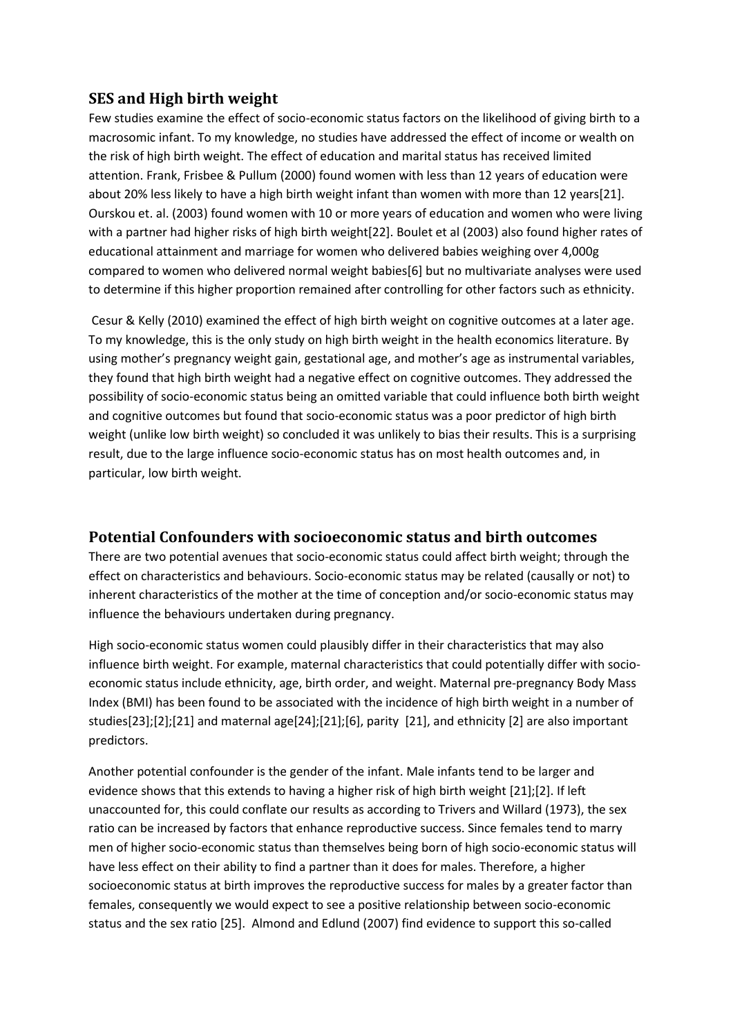## SES and High birth weight

Few studies examine the effect of socio-economic status factors on the likelihood of giving birth to a macrosomic infant. To my knowledge, no studies have addressed the effect of income or wealth on the risk of high birth weight. The effect of education and marital status has received limited attention. Frank, Frisbee & Pullum (2000) found women with less than 12 years of education were about 20% less likely to have a high birth weight infant than women with more than 12 years[21]. Ourskou et. al. (2003) found women with 10 or more years of education and women who were living with a partner had higher risks of high birth weight[22]. Boulet et al (2003) also found higher rates of educational attainment and marriage for women who delivered babies weighing over 4,000g compared to women who delivered normal weight babies[6] but no multivariate analyses were used to determine if this higher proportion remained after controlling for other factors such as ethnicity.

Cesur & Kelly (2010) examined the effect of high birth weight on cognitive outcomes at a later age. To my knowledge, this is the only study on high birth weight in the health economics literature. By using mother's pregnancy weight gain, gestational age, and mother's age as instrumental variables, they found that high birth weight had a negative effect on cognitive outcomes. They addressed the possibility of socio-economic status being an omitted variable that could influence both birth weight and cognitive outcomes but found that socio-economic status was a poor predictor of high birth weight (unlike low birth weight) so concluded it was unlikely to bias their results. This is a surprising result, due to the large influence socio-economic status has on most health outcomes and, in particular, low birth weight.

## Potential Confounders with socioeconomic status and birth outcomes

There are two potential avenues that socio-economic status could affect birth weight; through the effect on characteristics and behaviours. Socio-economic status may be related (causally or not) to inherent characteristics of the mother at the time of conception and/or socio-economic status may influence the behaviours undertaken during pregnancy.

High socio-economic status women could plausibly differ in their characteristics that may also influence birth weight. For example, maternal characteristics that could potentially differ with socio-economic status include ethnicity, age, birth order, and weight. Maternal pre-pregnancy Body Mass Index (BMI) has been found to be associated with the incidence of high birth weight in a number of studies[23];[2];[21] and maternal age[24];[21];[6], parity [21], and ethnicity [2] are also important predictors.

Another potential confounder is the gender of the infant. Male infants tend to be larger and evidence shows that this extends to having a higher risk of high birth weight [21];[2]. If left unaccounted for, this could conflate our results as according to Trivers and Willard (1973), the sex ratio can be increased by factors that enhance reproductive success. Since females tend to marry men of higher socio-economic status than themselves being born of high socio-economic status will have less effect on their ability to find a partner than it does for males. Therefore, a higher socioeconomic status at birth improves the reproductive success for males by a greater factor than females, consequently we would expect to see a positive relationship between socio-economic status and the sex ratio [25]. Almond and Edlund (2007) find evidence to support this so-called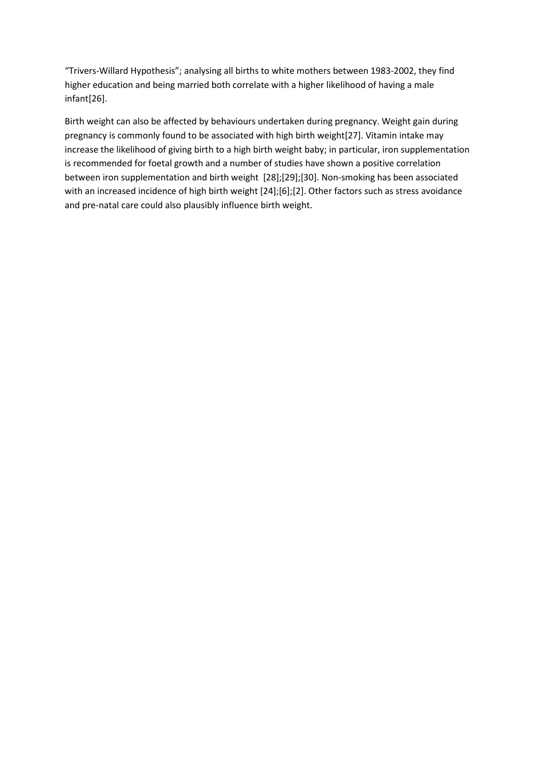"Trivers-Willard Hypothesis"; analysing all births to white mothers between 1983-2002, they find higher education and being married both correlate with a higher likelihood of having a male infant[26].

Birth weight can also be affected by behaviours undertaken during pregnancy. Weight gain during pregnancy is commonly found to be associated with high birth weight[27]. Vitamin intake may increase the likelihood of giving birth to a high birth weight baby; in particular, iron supplementation is recommended for foetal growth and a number of studies have shown a positive correlation between iron supplementation and birth weight [28];[29];[30]. Non-smoking has been associated with an increased incidence of high birth weight [24];[6];[2]. Other factors such as stress avoidance and pre-natal care could also plausibly influence birth weight.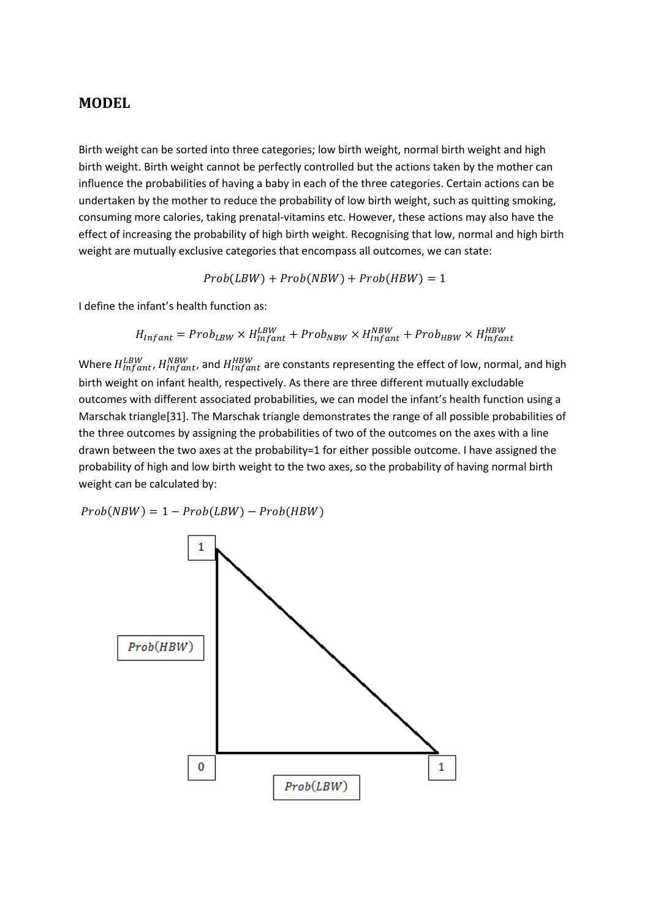## MODEL

Birth weight can be sorted into three categories; low birth weight, normal birth weight and high birth weight. Birth weight cannot be perfectly controlled but the actions taken by the mother can influence the probabilities of having a baby in each of the three categories. Certain actions can be undertaken by the mother to reduce the probability of low birth weight, such as quitting smoking, consuming more calories, taking prenatal-vitamins etc. However, these actions may also have the effect of increasing the probability of high birth weight. Recognising that low, normal and high birth weight are mutually exclusive categories that encompass all outcomes, we can state:

$$Prob(LBW) + Prob(NBW) + Prob(HBW) = 1$$

I define the infant's health function as:

$$H_{Infant} = Prob_{LBW} \times H_{Infant}^{LBW} + Prob_{NBW} \times H_{Infant}^{NBW} + Prob_{HBW} \times H_{Infant}^{HBW}$$

Where $H_{Infant}^{LBW}$, $H_{Infant}^{NBW}$, and $H_{Infant}^{HBW}$ are constants representing the effect of low, normal, and high birth weight on infant health, respectively. As there are three different mutually excludable outcomes with different associated probabilities, we can model the infant's health function using a Marschak triangle[31]. The Marschak triangle demonstrates the range of all possible probabilities of the three outcomes by assigning the probabilities of two of the outcomes on the axes with a line drawn between the two axes at the probability=1 for either possible outcome. I have assigned the probability of high and low birth weight to the two axes, so the probability of having normal birth weight can be calculated by:

$$Prob(NBW) = 1 - Prob(LBW) - Prob(HBW)$$

1

$Prob(HBW)$

0 1

$Prob(LBW)$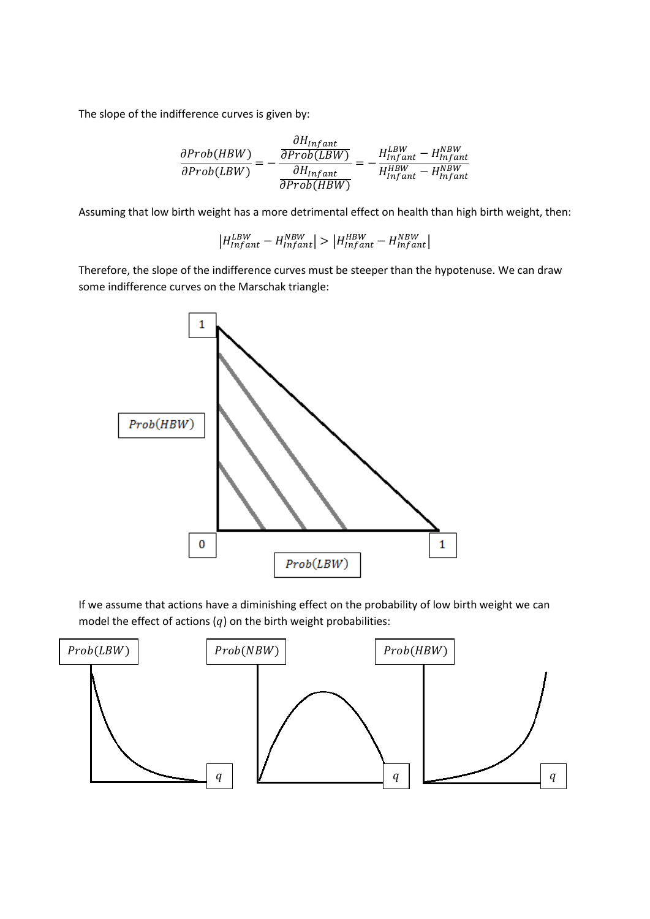The slope of the indifference curves is given by:

$$\frac{\partial Prob(HBW)}{\partial Prob(LBW)} = -\frac{\dfrac{\partial H_{Infant}}{\partial Prob(LBW)}}{\dfrac{\partial H_{Infant}}{\partial Prob(HBW)}} = -\frac{H_{Infant}^{LBW} - H_{Infant}^{NBW}}{H_{Infant}^{HBW} - H_{Infant}^{NBW}}$$

Assuming that low birth weight has a more detrimental effect on health than high birth weight, then:

$$\left|H_{Infant}^{LBW} - H_{Infant}^{NBW}\right| > \left|H_{Infant}^{HBW} - H_{Infant}^{NBW}\right|$$

Therefore, the slope of the indifference curves must be steeper than the hypotenuse. We can draw some indifference curves on the Marschak triangle:

If we assume that actions have a diminishing effect on the probability of low birth weight we can model the effect of actions ($q$) on the birth weight probabilities: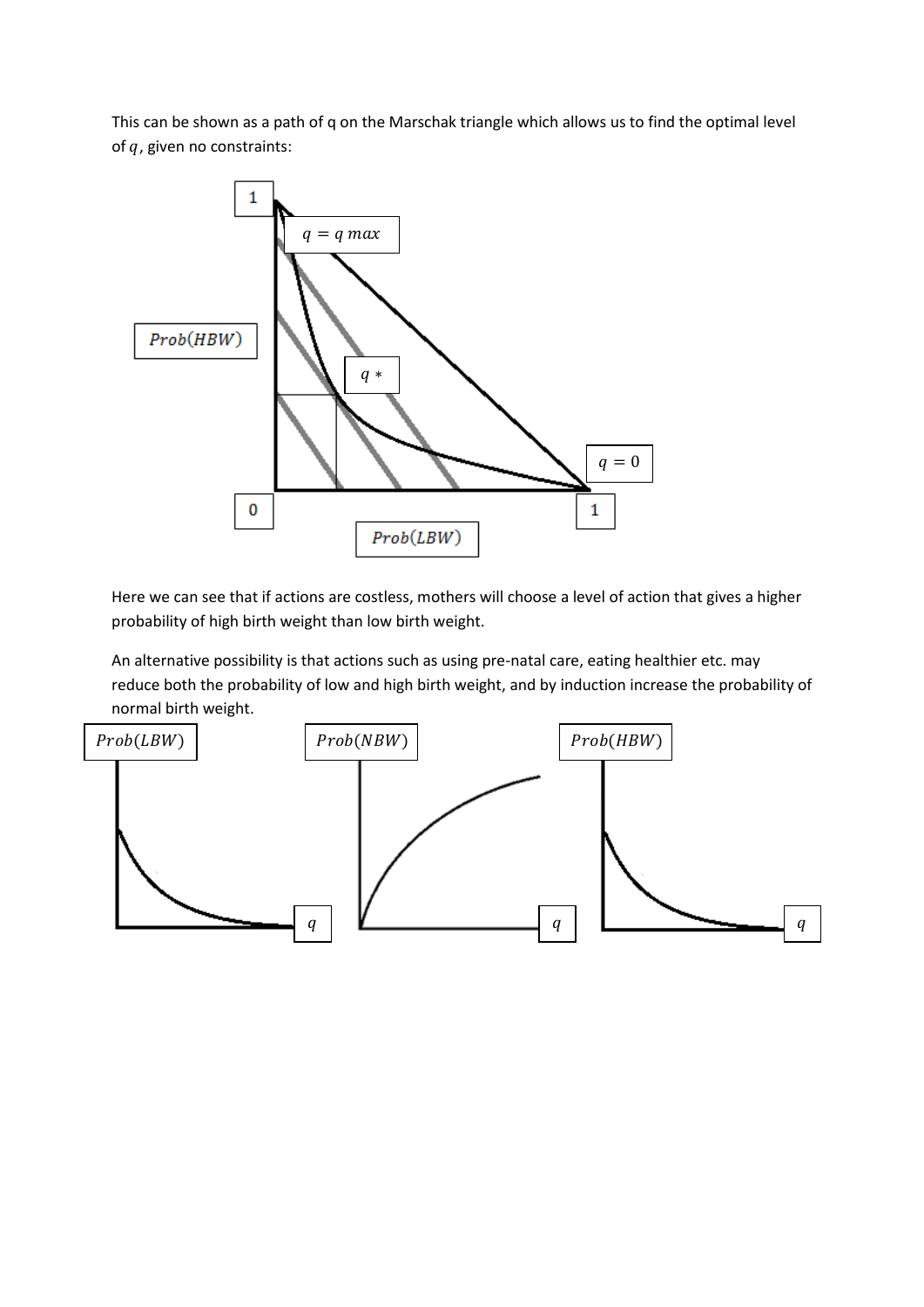This can be shown as a path of q on the Marschak triangle which allows us to find the optimal level of $q$, given no constraints:

Here we can see that if actions are costless, mothers will choose a level of action that gives a higher probability of high birth weight than low birth weight.

An alternative possibility is that actions such as using pre-natal care, eating healthier etc. may reduce both the probability of low and high birth weight, and by induction increase the probability of normal birth weight.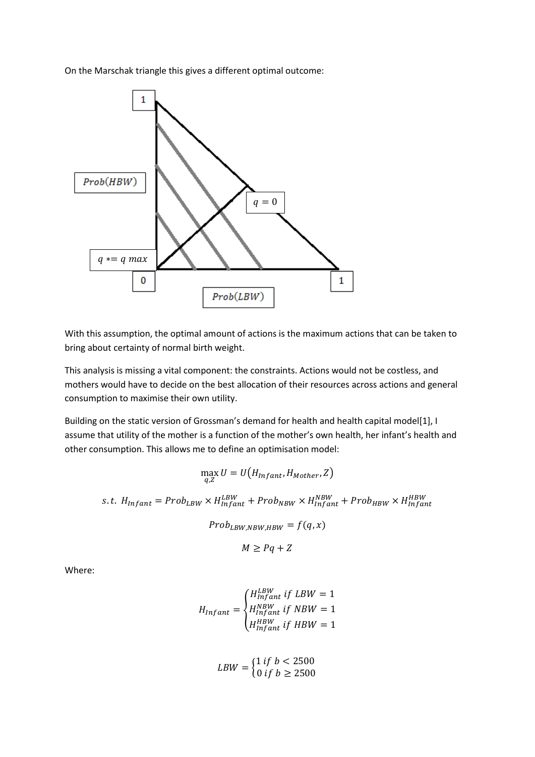On the Marschak triangle this gives a different optimal outcome:

With this assumption, the optimal amount of actions is the maximum actions that can be taken to bring about certainty of normal birth weight.

This analysis is missing a vital component: the constraints. Actions would not be costless, and mothers would have to decide on the best allocation of their resources across actions and general consumption to maximise their own utility.

Building on the static version of Grossman's demand for health and health capital model[1], I assume that utility of the mother is a function of the mother's own health, her infant's health and other consumption. This allows me to define an optimisation model:

$$\max_{q,Z} U = U\left(H_{Infant}, H_{Mother}, Z\right)$$

$$s.t.\ H_{Infant} = Prob_{LBW} \times H_{Infant}^{LBW} + Prob_{NBW} \times H_{Infant}^{NBW} + Prob_{HBW} \times H_{Infant}^{HBW}$$

$$Prob_{LBW,NBW,HBW} = f(q, x)$$

$$M \geq Pq + Z$$

Where:

$$H_{Infant} = \begin{cases} H_{Infant}^{LBW}\ if\ LBW = 1 \\ H_{Infant}^{NBW}\ if\ NBW = 1 \\ H_{Infant}^{HBW}\ if\ HBW = 1 \end{cases}$$

$$LBW = \begin{cases} 1\ if\ b < 2500 \\ 0\ if\ b \geq 2500 \end{cases}$$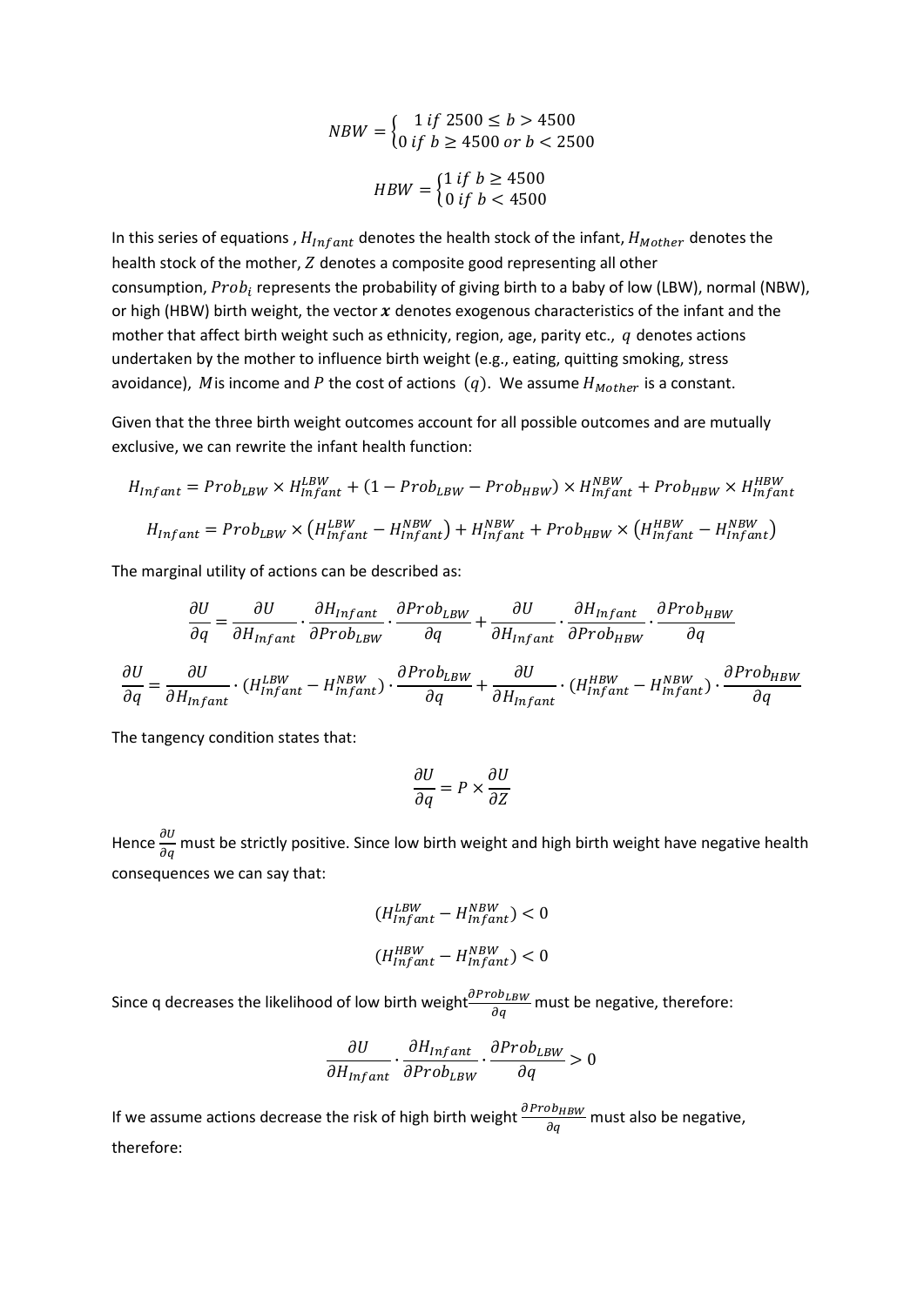$$NBW = \begin{cases} 1 \; if \; 2500 \leq b > 4500 \\ 0 \; if \; b \geq 4500 \; or \; b < 2500 \end{cases}$$

$$HBW = \begin{cases} 1 \; if \; b \geq 4500 \\ 0 \; if \; b < 4500 \end{cases}$$

In this series of equations , $H_{Infant}$ denotes the health stock of the infant, $H_{Mother}$ denotes the health stock of the mother, $Z$ denotes a composite good representing all other consumption, $Prob_i$ represents the probability of giving birth to a baby of low (LBW), normal (NBW), or high (HBW) birth weight, the vector $\boldsymbol{x}$ denotes exogenous characteristics of the infant and the mother that affect birth weight such as ethnicity, region, age, parity etc., $q$ denotes actions undertaken by the mother to influence birth weight (e.g., eating, quitting smoking, stress avoidance), $M$ is income and $P$ the cost of actions $(q)$. We assume $H_{Mother}$ is a constant.

Given that the three birth weight outcomes account for all possible outcomes and are mutually exclusive, we can rewrite the infant health function:

$$H_{Infant} = Prob_{LBW} \times H_{Infant}^{LBW} + (1 - Prob_{LBW} - Prob_{HBW}) \times H_{Infant}^{NBW} + Prob_{HBW} \times H_{Infant}^{HBW}$$

$$H_{Infant} = Prob_{LBW} \times \left(H_{Infant}^{LBW} - H_{Infant}^{NBW}\right) + H_{Infant}^{NBW} + Prob_{HBW} \times \left(H_{Infant}^{HBW} - H_{Infant}^{NBW}\right)$$

The marginal utility of actions can be described as:

$$\frac{\partial U}{\partial q} = \frac{\partial U}{\partial H_{Infant}} \cdot \frac{\partial H_{Infant}}{\partial Prob_{LBW}} \cdot \frac{\partial Prob_{LBW}}{\partial q} + \frac{\partial U}{\partial H_{Infant}} \cdot \frac{\partial H_{Infant}}{\partial Prob_{HBW}} \cdot \frac{\partial Prob_{HBW}}{\partial q}$$

$$\frac{\partial U}{\partial q} = \frac{\partial U}{\partial H_{Infant}} \cdot (H_{Infant}^{LBW} - H_{Infant}^{NBW}) \cdot \frac{\partial Prob_{LBW}}{\partial q} + \frac{\partial U}{\partial H_{Infant}} \cdot (H_{Infant}^{HBW} - H_{Infant}^{NBW}) \cdot \frac{\partial Prob_{HBW}}{\partial q}$$

The tangency condition states that:

$$\frac{\partial U}{\partial q} = P \times \frac{\partial U}{\partial Z}$$

Hence $\frac{\partial U}{\partial q}$ must be strictly positive. Since low birth weight and high birth weight have negative health consequences we can say that:

$$(H_{Infant}^{LBW} - H_{Infant}^{NBW}) < 0$$

$$(H_{Infant}^{HBW} - H_{Infant}^{NBW}) < 0$$

Since q decreases the likelihood of low birth weight $\frac{\partial Prob_{LBW}}{\partial q}$ must be negative, therefore:

$$\frac{\partial U}{\partial H_{Infant}} \cdot \frac{\partial H_{Infant}}{\partial Prob_{LBW}} \cdot \frac{\partial Prob_{LBW}}{\partial q} > 0$$

If we assume actions decrease the risk of high birth weight $\frac{\partial Prob_{HBW}}{\partial q}$ must also be negative, therefore: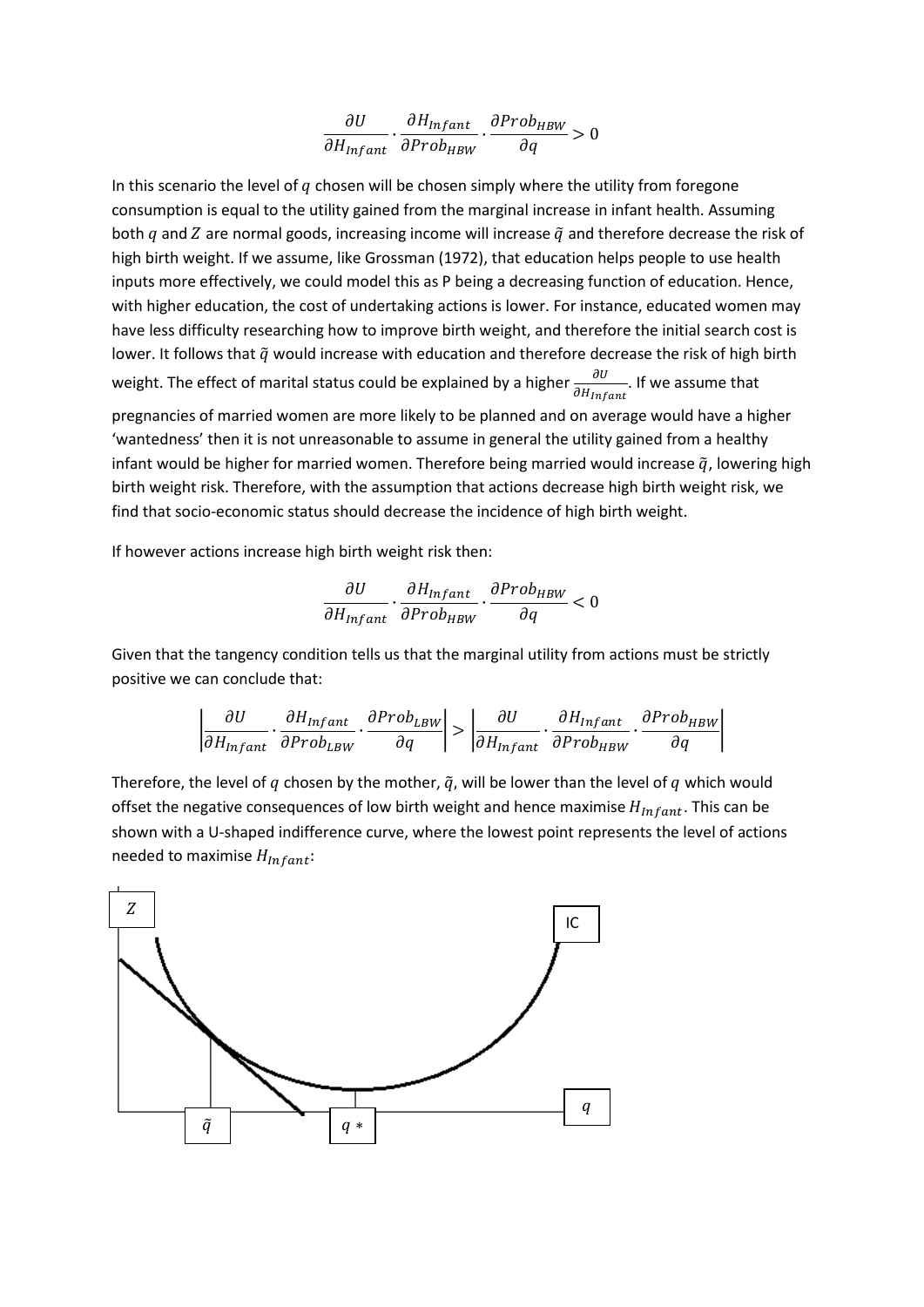$$\frac{\partial U}{\partial H_{Infant}} \cdot \frac{\partial H_{Infant}}{\partial Prob_{HBW}} \cdot \frac{\partial Prob_{HBW}}{\partial q} > 0$$

In this scenario the level of $q$ chosen will be chosen simply where the utility from foregone consumption is equal to the utility gained from the marginal increase in infant health. Assuming both $q$ and $Z$ are normal goods, increasing income will increase $\tilde{q}$ and therefore decrease the risk of high birth weight. If we assume, like Grossman (1972), that education helps people to use health inputs more effectively, we could model this as P being a decreasing function of education. Hence, with higher education, the cost of undertaking actions is lower. For instance, educated women may have less difficulty researching how to improve birth weight, and therefore the initial search cost is lower. It follows that $\tilde{q}$ would increase with education and therefore decrease the risk of high birth weight. The effect of marital status could be explained by a higher $\frac{\partial U}{\partial H_{Infant}}$. If we assume that pregnancies of married women are more likely to be planned and on average would have a higher 'wantedness' then it is not unreasonable to assume in general the utility gained from a healthy infant would be higher for married women. Therefore being married would increase $\tilde{q}$, lowering high birth weight risk. Therefore, with the assumption that actions decrease high birth weight risk, we find that socio-economic status should decrease the incidence of high birth weight.

If however actions increase high birth weight risk then:

$$\frac{\partial U}{\partial H_{Infant}} \cdot \frac{\partial H_{Infant}}{\partial Prob_{HBW}} \cdot \frac{\partial Prob_{HBW}}{\partial q} < 0$$

Given that the tangency condition tells us that the marginal utility from actions must be strictly positive we can conclude that:

$$\left| \frac{\partial U}{\partial H_{Infant}} \cdot \frac{\partial H_{Infant}}{\partial Prob_{LBW}} \cdot \frac{\partial Prob_{LBW}}{\partial q} \right| > \left| \frac{\partial U}{\partial H_{Infant}} \cdot \frac{\partial H_{Infant}}{\partial Prob_{HBW}} \cdot \frac{\partial Prob_{HBW}}{\partial q} \right|$$

Therefore, the level of $q$ chosen by the mother, $\tilde{q}$, will be lower than the level of $q$ which would offset the negative consequences of low birth weight and hence maximise $H_{Infant}$. This can be shown with a U-shaped indifference curve, where the lowest point represents the level of actions needed to maximise $H_{Infant}$:

$Z$ &nbsp;&nbsp; IC &nbsp;&nbsp; $\tilde{q}$ &nbsp;&nbsp; $q*$ &nbsp;&nbsp; $q$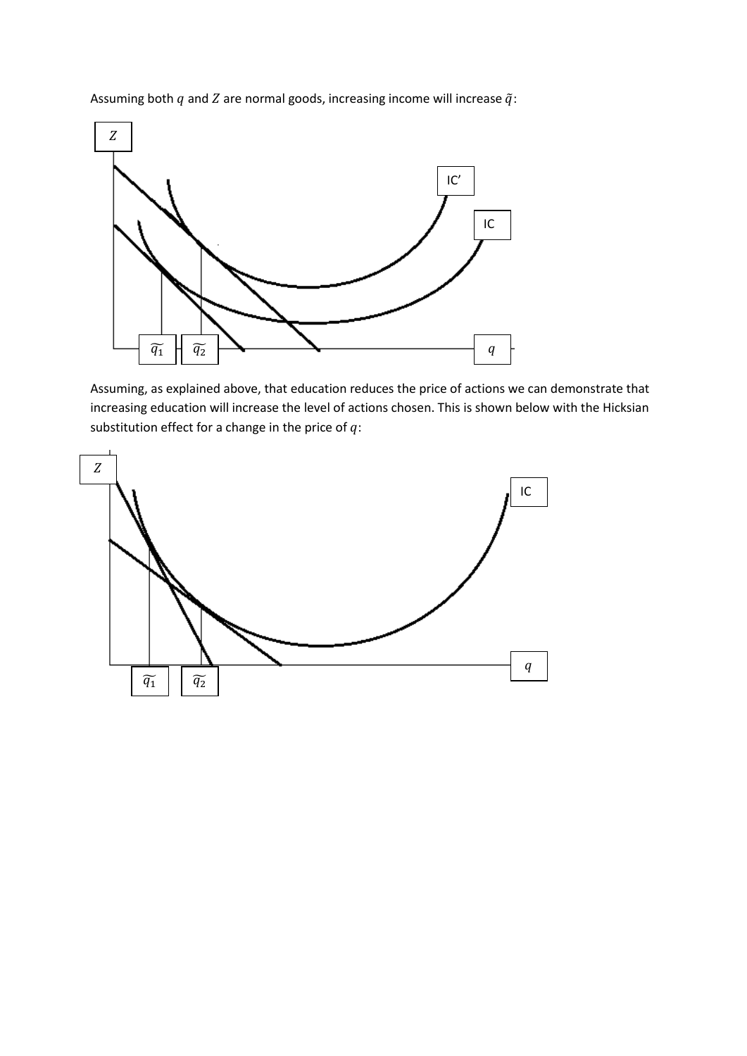Assuming both $q$ and $Z$ are normal goods, increasing income will increase $\tilde{q}$:

Assuming, as explained above, that education reduces the price of actions we can demonstrate that increasing education will increase the level of actions chosen. This is shown below with the Hicksian substitution effect for a change in the price of $q$: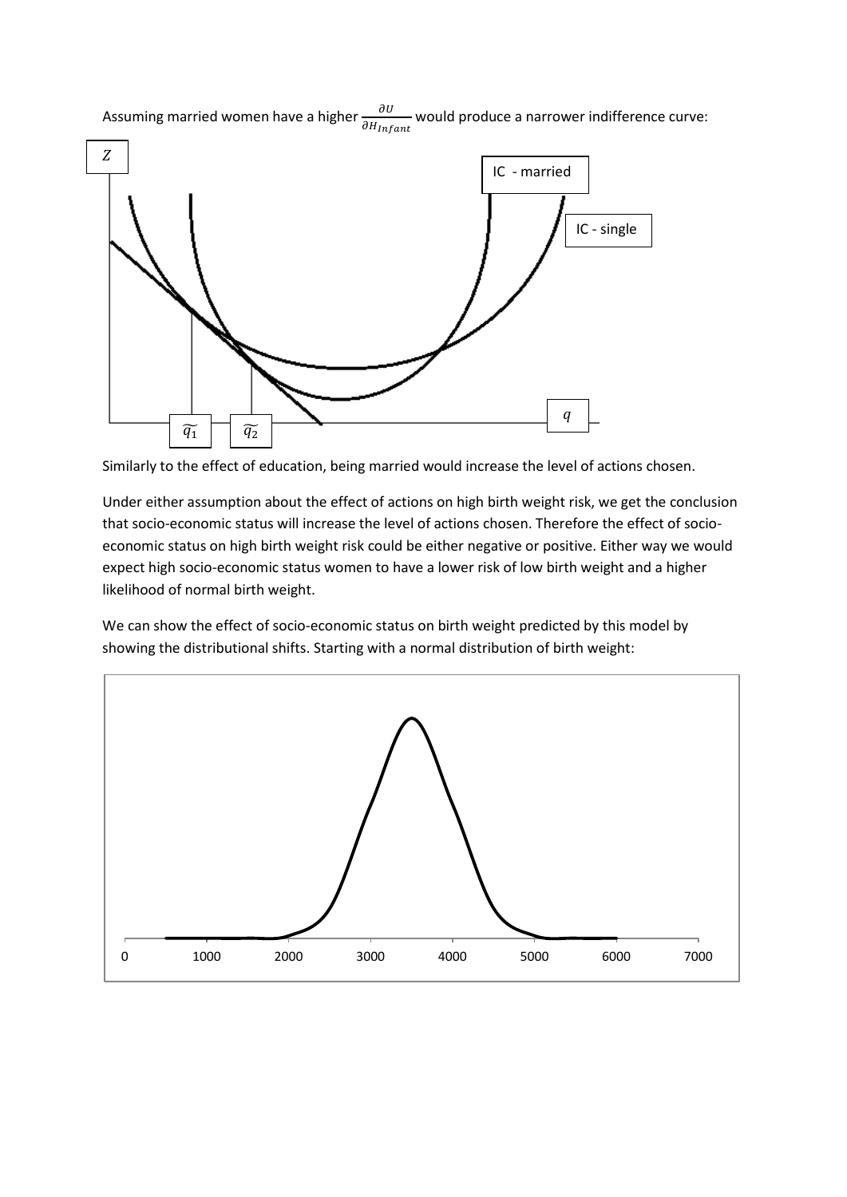Assuming married women have a higher $\frac{\partial U}{\partial H_{Infant}}$ would produce a narrower indifference curve:

Similarly to the effect of education, being married would increase the level of actions chosen.

Under either assumption about the effect of actions on high birth weight risk, we get the conclusion that socio-economic status will increase the level of actions chosen. Therefore the effect of socio-economic status on high birth weight risk could be either negative or positive. Either way we would expect high socio-economic status women to have a lower risk of low birth weight and a higher likelihood of normal birth weight.

We can show the effect of socio-economic status on birth weight predicted by this model by showing the distributional shifts. Starting with a normal distribution of birth weight: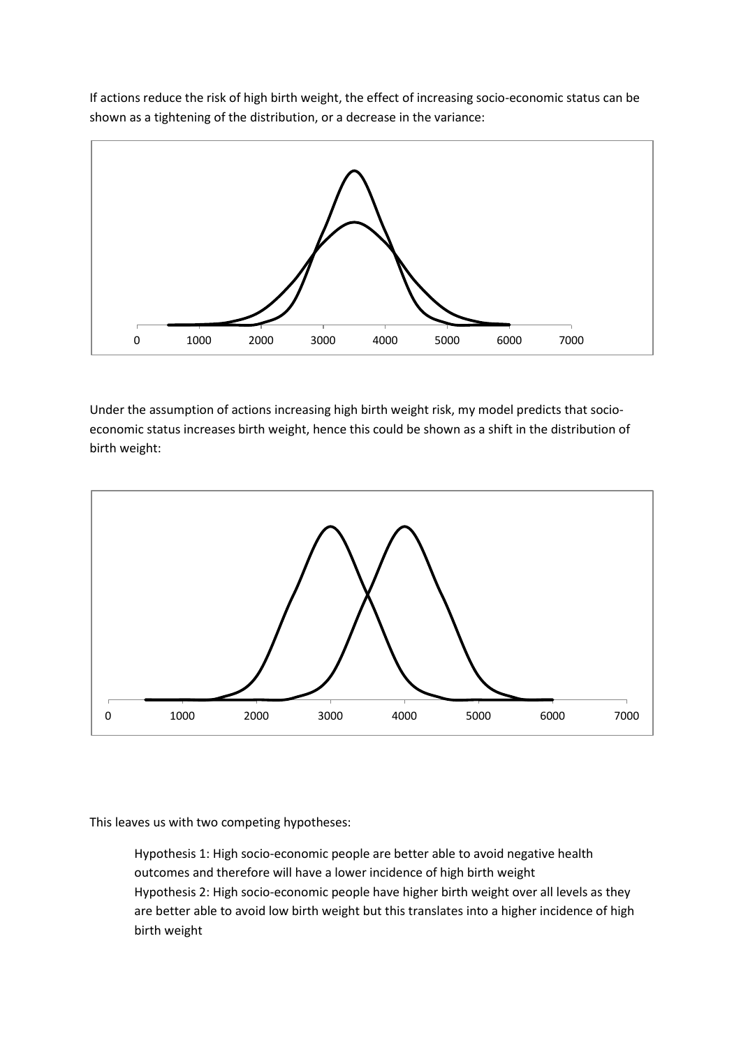If actions reduce the risk of high birth weight, the effect of increasing socio-economic status can be shown as a tightening of the distribution, or a decrease in the variance:

Under the assumption of actions increasing high birth weight risk, my model predicts that socio-economic status increases birth weight, hence this could be shown as a shift in the distribution of birth weight:

This leaves us with two competing hypotheses:

> Hypothesis 1: High socio-economic people are better able to avoid negative health outcomes and therefore will have a lower incidence of high birth weight
>
> Hypothesis 2: High socio-economic people have higher birth weight over all levels as they are better able to avoid low birth weight but this translates into a higher incidence of high birth weight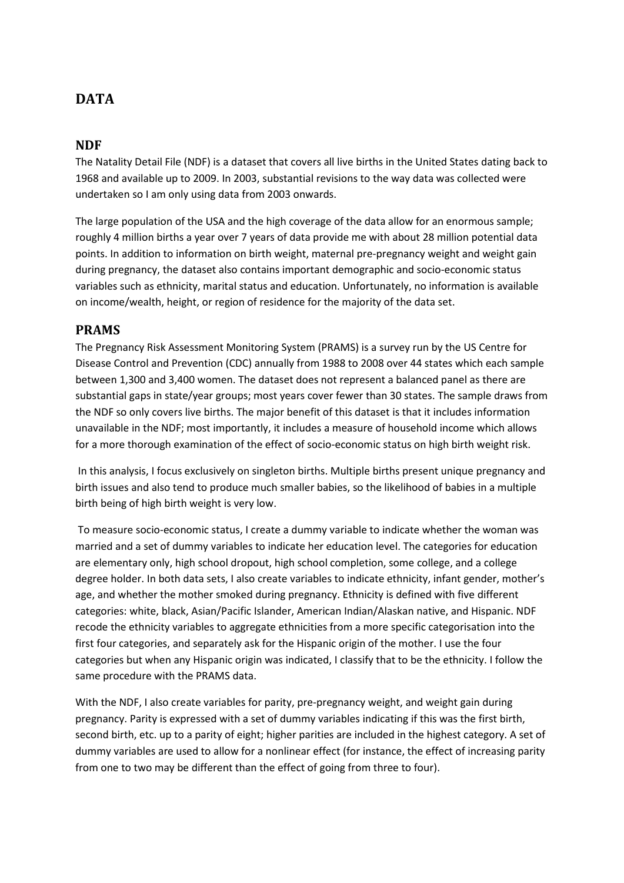# DATA

## NDF

The Natality Detail File (NDF) is a dataset that covers all live births in the United States dating back to 1968 and available up to 2009. In 2003, substantial revisions to the way data was collected were undertaken so I am only using data from 2003 onwards.

The large population of the USA and the high coverage of the data allow for an enormous sample; roughly 4 million births a year over 7 years of data provide me with about 28 million potential data points. In addition to information on birth weight, maternal pre-pregnancy weight and weight gain during pregnancy, the dataset also contains important demographic and socio-economic status variables such as ethnicity, marital status and education. Unfortunately, no information is available on income/wealth, height, or region of residence for the majority of the data set.

## PRAMS

The Pregnancy Risk Assessment Monitoring System (PRAMS) is a survey run by the US Centre for Disease Control and Prevention (CDC) annually from 1988 to 2008 over 44 states which each sample between 1,300 and 3,400 women. The dataset does not represent a balanced panel as there are substantial gaps in state/year groups; most years cover fewer than 30 states. The sample draws from the NDF so only covers live births. The major benefit of this dataset is that it includes information unavailable in the NDF; most importantly, it includes a measure of household income which allows for a more thorough examination of the effect of socio-economic status on high birth weight risk.

In this analysis, I focus exclusively on singleton births. Multiple births present unique pregnancy and birth issues and also tend to produce much smaller babies, so the likelihood of babies in a multiple birth being of high birth weight is very low.

To measure socio-economic status, I create a dummy variable to indicate whether the woman was married and a set of dummy variables to indicate her education level. The categories for education are elementary only, high school dropout, high school completion, some college, and a college degree holder. In both data sets, I also create variables to indicate ethnicity, infant gender, mother's age, and whether the mother smoked during pregnancy. Ethnicity is defined with five different categories: white, black, Asian/Pacific Islander, American Indian/Alaskan native, and Hispanic. NDF recode the ethnicity variables to aggregate ethnicities from a more specific categorisation into the first four categories, and separately ask for the Hispanic origin of the mother. I use the four categories but when any Hispanic origin was indicated, I classify that to be the ethnicity. I follow the same procedure with the PRAMS data.

With the NDF, I also create variables for parity, pre-pregnancy weight, and weight gain during pregnancy. Parity is expressed with a set of dummy variables indicating if this was the first birth, second birth, etc. up to a parity of eight; higher parities are included in the highest category. A set of dummy variables are used to allow for a nonlinear effect (for instance, the effect of increasing parity from one to two may be different than the effect of going from three to four).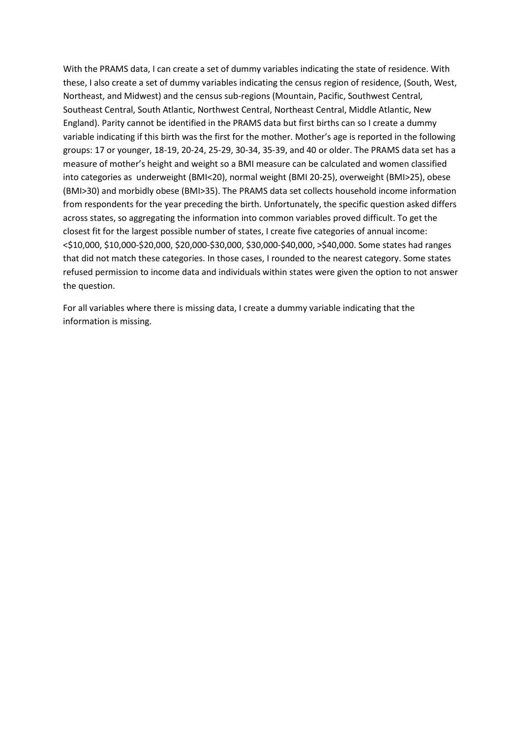With the PRAMS data, I can create a set of dummy variables indicating the state of residence. With these, I also create a set of dummy variables indicating the census region of residence, (South, West, Northeast, and Midwest) and the census sub-regions (Mountain, Pacific, Southwest Central, Southeast Central, South Atlantic, Northwest Central, Northeast Central, Middle Atlantic, New England). Parity cannot be identified in the PRAMS data but first births can so I create a dummy variable indicating if this birth was the first for the mother. Mother's age is reported in the following groups: 17 or younger, 18-19, 20-24, 25-29, 30-34, 35-39, and 40 or older. The PRAMS data set has a measure of mother's height and weight so a BMI measure can be calculated and women classified into categories as underweight (BMI<20), normal weight (BMI 20-25), overweight (BMI>25), obese (BMI>30) and morbidly obese (BMI>35). The PRAMS data set collects household income information from respondents for the year preceding the birth. Unfortunately, the specific question asked differs across states, so aggregating the information into common variables proved difficult. To get the closest fit for the largest possible number of states, I create five categories of annual income: <$10,000, $10,000-$20,000, $20,000-$30,000, $30,000-$40,000, >$40,000. Some states had ranges that did not match these categories. In those cases, I rounded to the nearest category. Some states refused permission to income data and individuals within states were given the option to not answer the question.

For all variables where there is missing data, I create a dummy variable indicating that the information is missing.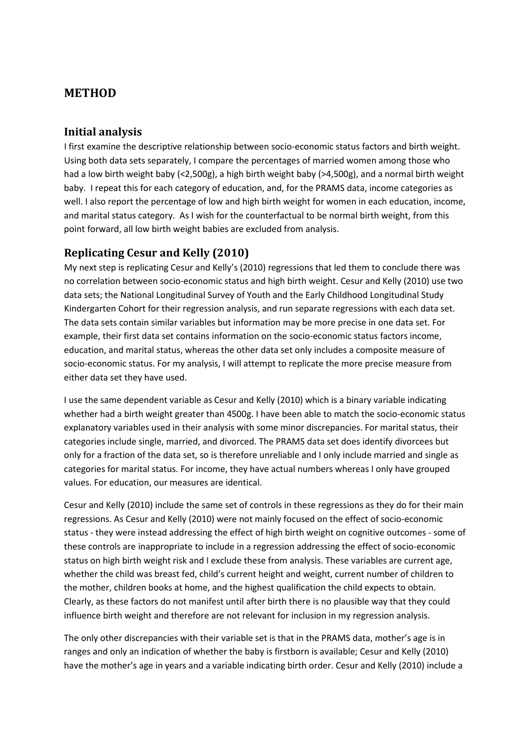# METHOD

## Initial analysis

I first examine the descriptive relationship between socio-economic status factors and birth weight. Using both data sets separately, I compare the percentages of married women among those who had a low birth weight baby (<2,500g), a high birth weight baby (>4,500g), and a normal birth weight baby. I repeat this for each category of education, and, for the PRAMS data, income categories as well. I also report the percentage of low and high birth weight for women in each education, income, and marital status category. As I wish for the counterfactual to be normal birth weight, from this point forward, all low birth weight babies are excluded from analysis.

## Replicating Cesur and Kelly (2010)

My next step is replicating Cesur and Kelly's (2010) regressions that led them to conclude there was no correlation between socio-economic status and high birth weight. Cesur and Kelly (2010) use two data sets; the National Longitudinal Survey of Youth and the Early Childhood Longitudinal Study Kindergarten Cohort for their regression analysis, and run separate regressions with each data set. The data sets contain similar variables but information may be more precise in one data set. For example, their first data set contains information on the socio-economic status factors income, education, and marital status, whereas the other data set only includes a composite measure of socio-economic status. For my analysis, I will attempt to replicate the more precise measure from either data set they have used.

I use the same dependent variable as Cesur and Kelly (2010) which is a binary variable indicating whether had a birth weight greater than 4500g. I have been able to match the socio-economic status explanatory variables used in their analysis with some minor discrepancies. For marital status, their categories include single, married, and divorced. The PRAMS data set does identify divorcees but only for a fraction of the data set, so is therefore unreliable and I only include married and single as categories for marital status. For income, they have actual numbers whereas I only have grouped values. For education, our measures are identical.

Cesur and Kelly (2010) include the same set of controls in these regressions as they do for their main regressions. As Cesur and Kelly (2010) were not mainly focused on the effect of socio-economic status - they were instead addressing the effect of high birth weight on cognitive outcomes - some of these controls are inappropriate to include in a regression addressing the effect of socio-economic status on high birth weight risk and I exclude these from analysis. These variables are current age, whether the child was breast fed, child's current height and weight, current number of children to the mother, children books at home, and the highest qualification the child expects to obtain. Clearly, as these factors do not manifest until after birth there is no plausible way that they could influence birth weight and therefore are not relevant for inclusion in my regression analysis.

The only other discrepancies with their variable set is that in the PRAMS data, mother's age is in ranges and only an indication of whether the baby is firstborn is available; Cesur and Kelly (2010) have the mother's age in years and a variable indicating birth order. Cesur and Kelly (2010) include a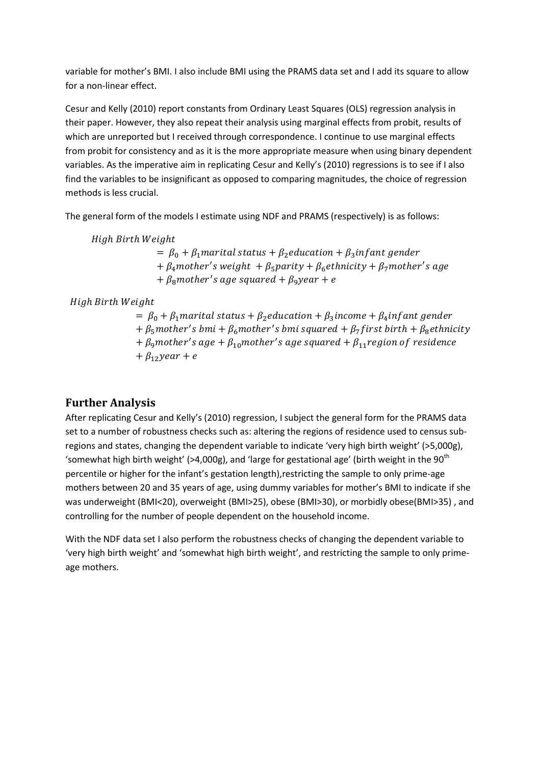variable for mother's BMI. I also include BMI using the PRAMS data set and I add its square to allow for a non-linear effect.

Cesur and Kelly (2010) report constants from Ordinary Least Squares (OLS) regression analysis in their paper. However, they also repeat their analysis using marginal effects from probit, results of which are unreported but I received through correspondence. I continue to use marginal effects from probit for consistency and as it is the more appropriate measure when using binary dependent variables. As the imperative aim in replicating Cesur and Kelly's (2010) regressions is to see if I also find the variables to be insignificant as opposed to comparing magnitudes, the choice of regression methods is less crucial.

The general form of the models I estimate using NDF and PRAMS (respectively) is as follows:

$$
\begin{aligned}
High\ Birth\ Weight &= \beta_0 + \beta_1 marital\ status + \beta_2 education + \beta_3 infant\ gender \\
&\quad + \beta_4 mother's\ weight + \beta_5 parity + \beta_6 ethnicity + \beta_7 mother's\ age \\
&\quad + \beta_8 mother's\ age\ squared + \beta_9 year + e
\end{aligned}
$$

$$
\begin{aligned}
High\ Birth\ Weight &= \beta_0 + \beta_1 marital\ status + \beta_2 education + \beta_3 income + \beta_4 infant\ gender \\
&\quad + \beta_5 mother's\ bmi + \beta_6 mother's\ bmi\ squared + \beta_7 first\ birth + \beta_8 ethnicity \\
&\quad + \beta_9 mother's\ age + \beta_{10} mother's\ age\ squared + \beta_{11} region\ of\ residence \\
&\quad + \beta_{12} year + e
\end{aligned}
$$

## Further Analysis

After replicating Cesur and Kelly's (2010) regression, I subject the general form for the PRAMS data set to a number of robustness checks such as: altering the regions of residence used to census sub-regions and states, changing the dependent variable to indicate 'very high birth weight' (>5,000g), 'somewhat high birth weight' (>4,000g), and 'large for gestational age' (birth weight in the 90th percentile or higher for the infant's gestation length),restricting the sample to only prime-age mothers between 20 and 35 years of age, using dummy variables for mother's BMI to indicate if she was underweight (BMI<20), overweight (BMI>25), obese (BMI>30), or morbidly obese(BMI>35) , and controlling for the number of people dependent on the household income.

With the NDF data set I also perform the robustness checks of changing the dependent variable to 'very high birth weight' and 'somewhat high birth weight', and restricting the sample to only prime-age mothers.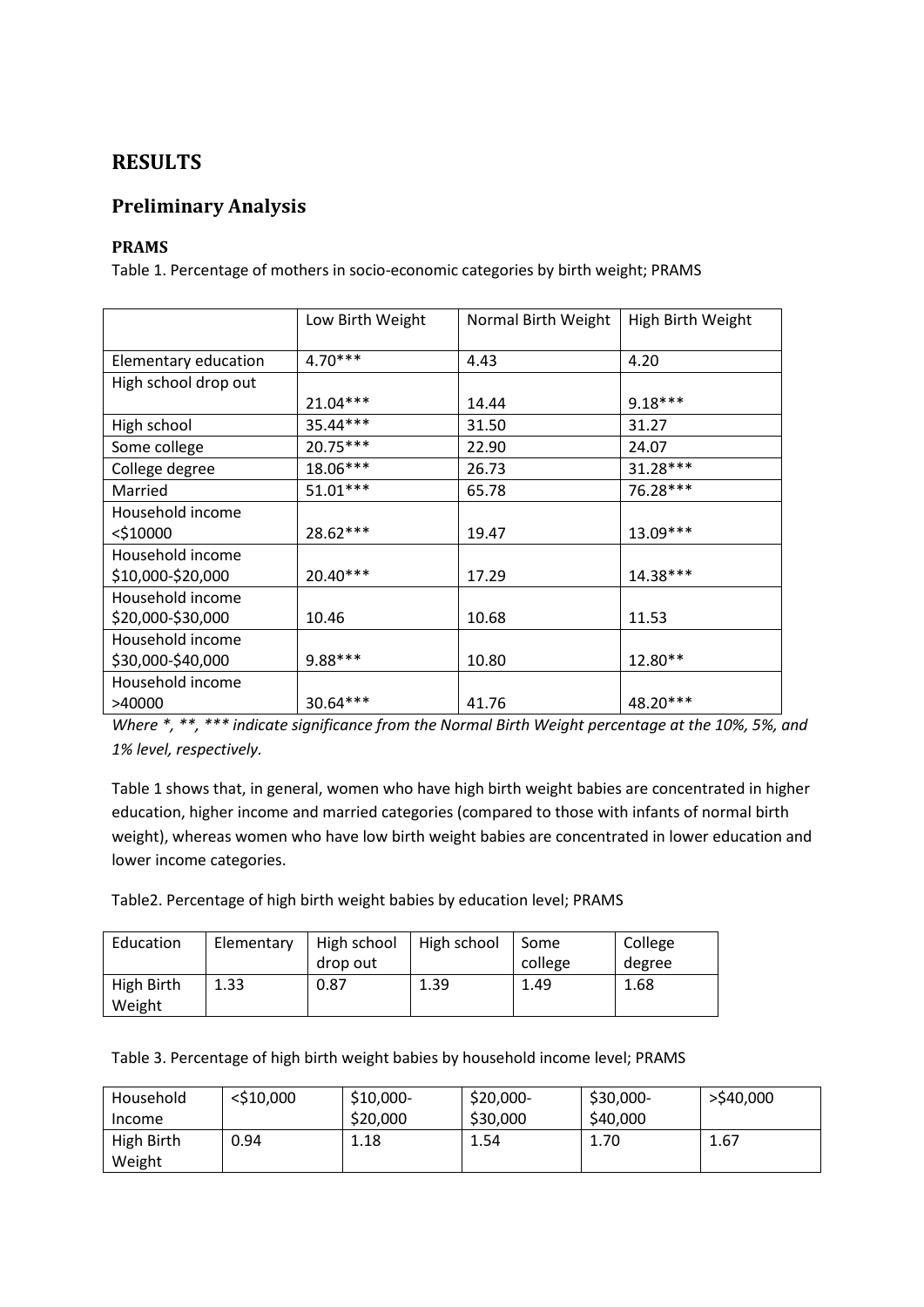# RESULTS

## Preliminary Analysis

### PRAMS

Table 1. Percentage of mothers in socio-economic categories by birth weight; PRAMS

| | Low Birth Weight | Normal Birth Weight | High Birth Weight |
|---|---|---|---|
| Elementary education | 4.70*** | 4.43 | 4.20 |
| High school drop out | 21.04*** | 14.44 | 9.18*** |
| High school | 35.44*** | 31.50 | 31.27 |
| Some college | 20.75*** | 22.90 | 24.07 |
| College degree | 18.06*** | 26.73 | 31.28*** |
| Married | 51.01*** | 65.78 | 76.28*** |
| Household income <$10000 | 28.62*** | 19.47 | 13.09*** |
| Household income $10,000-$20,000 | 20.40*** | 17.29 | 14.38*** |
| Household income $20,000-$30,000 | 10.46 | 10.68 | 11.53 |
| Household income $30,000-$40,000 | 9.88*** | 10.80 | 12.80** |
| Household income >40000 | 30.64*** | 41.76 | 48.20*** |

*Where *, **, *** indicate significance from the Normal Birth Weight percentage at the 10%, 5%, and 1% level, respectively.*

Table 1 shows that, in general, women who have high birth weight babies are concentrated in higher education, higher income and married categories (compared to those with infants of normal birth weight), whereas women who have low birth weight babies are concentrated in lower education and lower income categories.

Table2. Percentage of high birth weight babies by education level; PRAMS

| Education | Elementary | High school drop out | High school | Some college | College degree |
|---|---|---|---|---|---|
| High Birth Weight | 1.33 | 0.87 | 1.39 | 1.49 | 1.68 |

Table 3. Percentage of high birth weight babies by household income level; PRAMS

| Household Income | <$10,000 | $10,000-$20,000 | $20,000-$30,000 | $30,000-$40,000 | >$40,000 |
|---|---|---|---|---|---|
| High Birth Weight | 0.94 | 1.18 | 1.54 | 1.70 | 1.67 |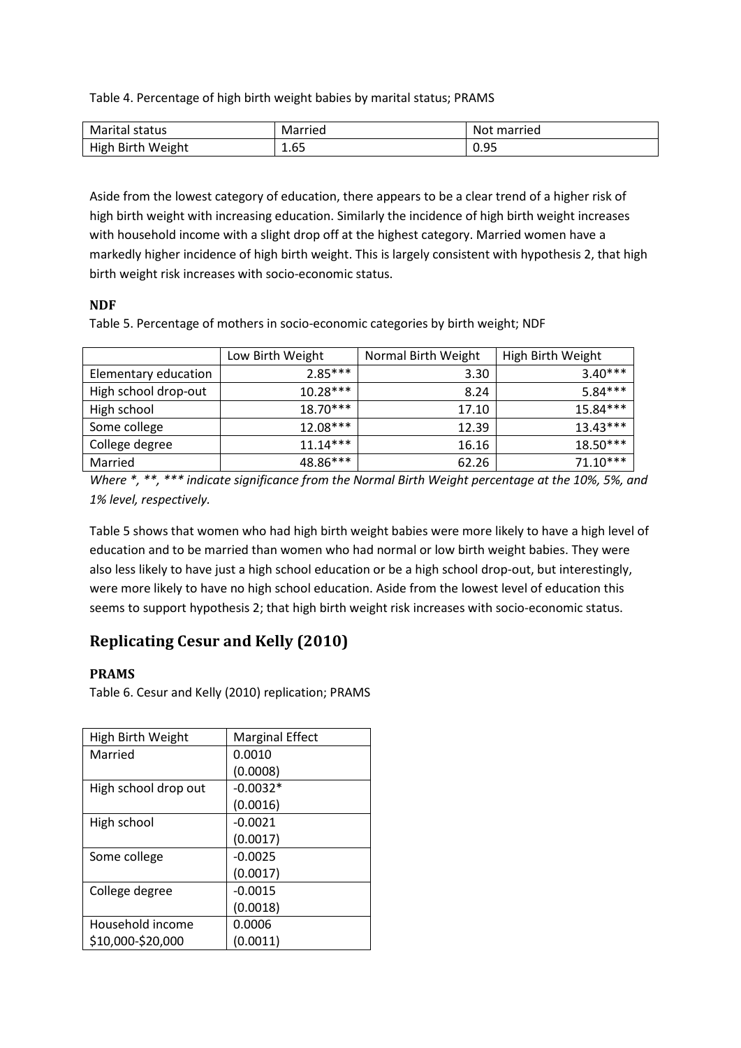Table 4. Percentage of high birth weight babies by marital status; PRAMS

| Marital status | Married | Not married |
|---|---|---|
| High Birth Weight | 1.65 | 0.95 |

Aside from the lowest category of education, there appears to be a clear trend of a higher risk of high birth weight with increasing education. Similarly the incidence of high birth weight increases with household income with a slight drop off at the highest category. Married women have a markedly higher incidence of high birth weight. This is largely consistent with hypothesis 2, that high birth weight risk increases with socio-economic status.

**NDF**

Table 5. Percentage of mothers in socio-economic categories by birth weight; NDF

| | Low Birth Weight | Normal Birth Weight | High Birth Weight |
|---|---|---|---|
| Elementary education | 2.85*** | 3.30 | 3.40*** |
| High school drop-out | 10.28*** | 8.24 | 5.84*** |
| High school | 18.70*** | 17.10 | 15.84*** |
| Some college | 12.08*** | 12.39 | 13.43*** |
| College degree | 11.14*** | 16.16 | 18.50*** |
| Married | 48.86*** | 62.26 | 71.10*** |

*Where *, **, *** indicate significance from the Normal Birth Weight percentage at the 10%, 5%, and 1% level, respectively.*

Table 5 shows that women who had high birth weight babies were more likely to have a high level of education and to be married than women who had normal or low birth weight babies. They were also less likely to have just a high school education or be a high school drop-out, but interestingly, were more likely to have no high school education. Aside from the lowest level of education this seems to support hypothesis 2; that high birth weight risk increases with socio-economic status.

## Replicating Cesur and Kelly (2010)

**PRAMS**

Table 6. Cesur and Kelly (2010) replication; PRAMS

| High Birth Weight | Marginal Effect |
|---|---|
| Married | 0.0010<br>(0.0008) |
| High school drop out | -0.0032*<br>(0.0016) |
| High school | -0.0021<br>(0.0017) |
| Some college | -0.0025<br>(0.0017) |
| College degree | -0.0015<br>(0.0018) |
| Household income<br>$10,000-$20,000 | 0.0006<br>(0.0011) |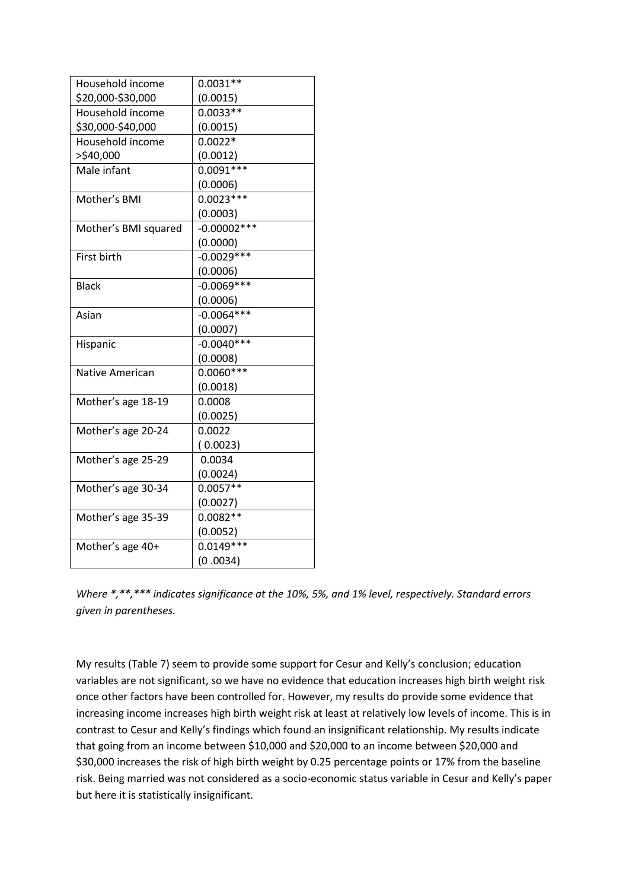| | |
|---|---|
| Household income $20,000-$30,000 | 0.0031** (0.0015) |
| Household income $30,000-$40,000 | 0.0033** (0.0015) |
| Household income >$40,000 | 0.0022* (0.0012) |
| Male infant | 0.0091*** (0.0006) |
| Mother's BMI | 0.0023*** (0.0003) |
| Mother's BMI squared | -0.00002*** (0.0000) |
| First birth | -0.0029*** (0.0006) |
| Black | -0.0069*** (0.0006) |
| Asian | -0.0064*** (0.0007) |
| Hispanic | -0.0040*** (0.0008) |
| Native American | 0.0060*** (0.0018) |
| Mother's age 18-19 | 0.0008 (0.0025) |
| Mother's age 20-24 | 0.0022 ( 0.0023) |
| Mother's age 25-29 | 0.0034 (0.0024) |
| Mother's age 30-34 | 0.0057** (0.0027) |
| Mother's age 35-39 | 0.0082** (0.0052) |
| Mother's age 40+ | 0.0149*** (0 .0034) |

*Where *,**,*** indicates significance at the 10%, 5%, and 1% level, respectively. Standard errors given in parentheses.*

My results (Table 7) seem to provide some support for Cesur and Kelly's conclusion; education variables are not significant, so we have no evidence that education increases high birth weight risk once other factors have been controlled for. However, my results do provide some evidence that increasing income increases high birth weight risk at least at relatively low levels of income. This is in contrast to Cesur and Kelly's findings which found an insignificant relationship. My results indicate that going from an income between $10,000 and $20,000 to an income between $20,000 and $30,000 increases the risk of high birth weight by 0.25 percentage points or 17% from the baseline risk. Being married was not considered as a socio-economic status variable in Cesur and Kelly's paper but here it is statistically insignificant.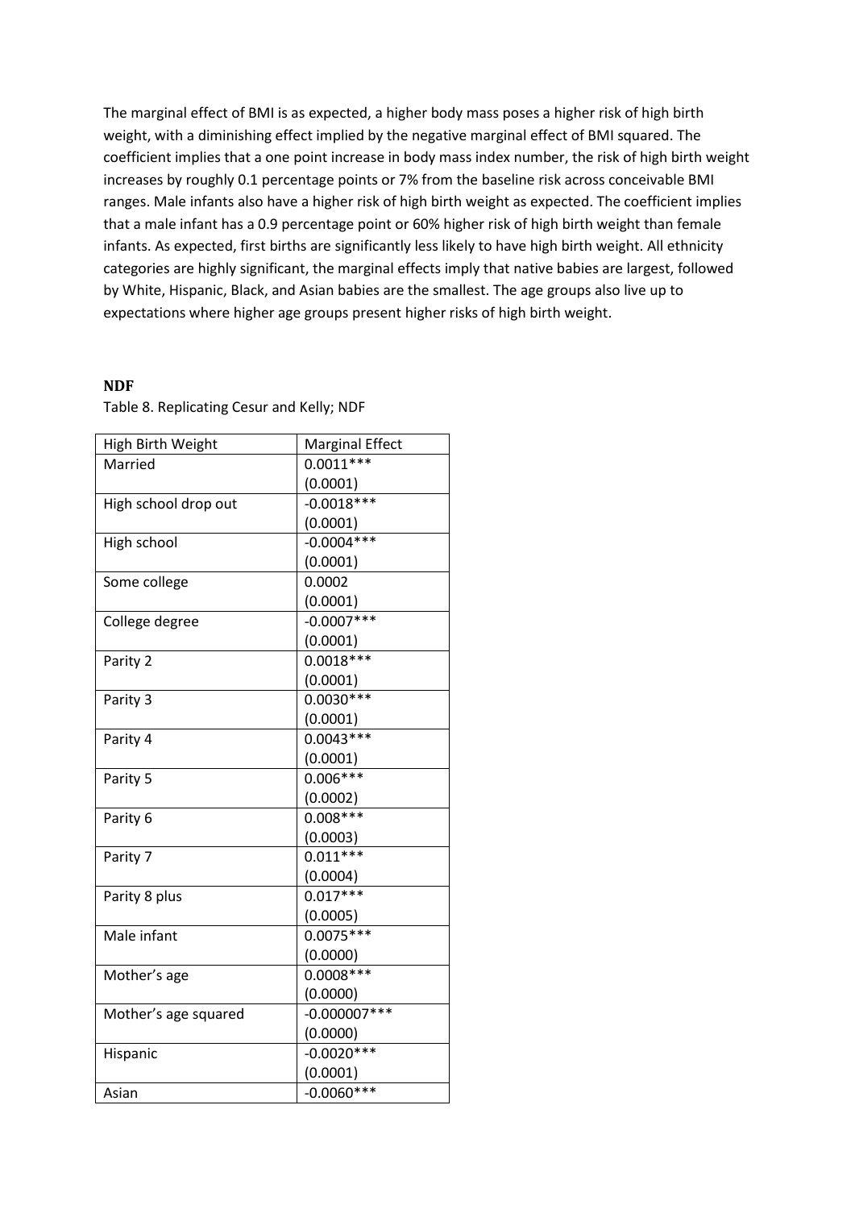The marginal effect of BMI is as expected, a higher body mass poses a higher risk of high birth weight, with a diminishing effect implied by the negative marginal effect of BMI squared. The coefficient implies that a one point increase in body mass index number, the risk of high birth weight increases by roughly 0.1 percentage points or 7% from the baseline risk across conceivable BMI ranges. Male infants also have a higher risk of high birth weight as expected. The coefficient implies that a male infant has a 0.9 percentage point or 60% higher risk of high birth weight than female infants. As expected, first births are significantly less likely to have high birth weight. All ethnicity categories are highly significant, the marginal effects imply that native babies are largest, followed by White, Hispanic, Black, and Asian babies are the smallest. The age groups also live up to expectations where higher age groups present higher risks of high birth weight.

### NDF

Table 8. Replicating Cesur and Kelly; NDF

| High Birth Weight | Marginal Effect |
|---|---|
| Married | 0.0011***<br>(0.0001) |
| High school drop out | -0.0018***<br>(0.0001) |
| High school | -0.0004***<br>(0.0001) |
| Some college | 0.0002<br>(0.0001) |
| College degree | -0.0007***<br>(0.0001) |
| Parity 2 | 0.0018***<br>(0.0001) |
| Parity 3 | 0.0030***<br>(0.0001) |
| Parity 4 | 0.0043***<br>(0.0001) |
| Parity 5 | 0.006***<br>(0.0002) |
| Parity 6 | 0.008***<br>(0.0003) |
| Parity 7 | 0.011***<br>(0.0004) |
| Parity 8 plus | 0.017***<br>(0.0005) |
| Male infant | 0.0075***<br>(0.0000) |
| Mother's age | 0.0008***<br>(0.0000) |
| Mother's age squared | -0.000007***<br>(0.0000) |
| Hispanic | -0.0020***<br>(0.0001) |
| Asian | -0.0060*** |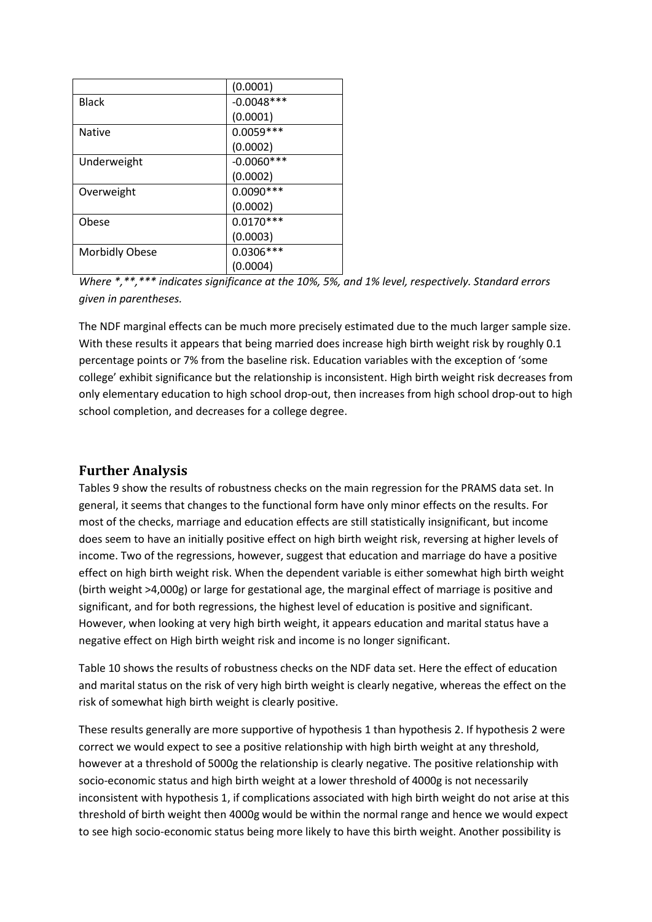| | |
|---|---|
| | (0.0001) |
| Black | -0.0048*** |
| | (0.0001) |
| Native | 0.0059*** |
| | (0.0002) |
| Underweight | -0.0060*** |
| | (0.0002) |
| Overweight | 0.0090*** |
| | (0.0002) |
| Obese | 0.0170*** |
| | (0.0003) |
| Morbidly Obese | 0.0306*** |
| | (0.0004) |

*Where *,**,*** indicates significance at the 10%, 5%, and 1% level, respectively. Standard errors given in parentheses.*

The NDF marginal effects can be much more precisely estimated due to the much larger sample size. With these results it appears that being married does increase high birth weight risk by roughly 0.1 percentage points or 7% from the baseline risk. Education variables with the exception of 'some college' exhibit significance but the relationship is inconsistent. High birth weight risk decreases from only elementary education to high school drop-out, then increases from high school drop-out to high school completion, and decreases for a college degree.

## Further Analysis

Tables 9 show the results of robustness checks on the main regression for the PRAMS data set. In general, it seems that changes to the functional form have only minor effects on the results. For most of the checks, marriage and education effects are still statistically insignificant, but income does seem to have an initially positive effect on high birth weight risk, reversing at higher levels of income. Two of the regressions, however, suggest that education and marriage do have a positive effect on high birth weight risk. When the dependent variable is either somewhat high birth weight (birth weight >4,000g) or large for gestational age, the marginal effect of marriage is positive and significant, and for both regressions, the highest level of education is positive and significant. However, when looking at very high birth weight, it appears education and marital status have a negative effect on High birth weight risk and income is no longer significant.

Table 10 shows the results of robustness checks on the NDF data set. Here the effect of education and marital status on the risk of very high birth weight is clearly negative, whereas the effect on the risk of somewhat high birth weight is clearly positive.

These results generally are more supportive of hypothesis 1 than hypothesis 2. If hypothesis 2 were correct we would expect to see a positive relationship with high birth weight at any threshold, however at a threshold of 5000g the relationship is clearly negative. The positive relationship with socio-economic status and high birth weight at a lower threshold of 4000g is not necessarily inconsistent with hypothesis 1, if complications associated with high birth weight do not arise at this threshold of birth weight then 4000g would be within the normal range and hence we would expect to see high socio-economic status being more likely to have this birth weight. Another possibility is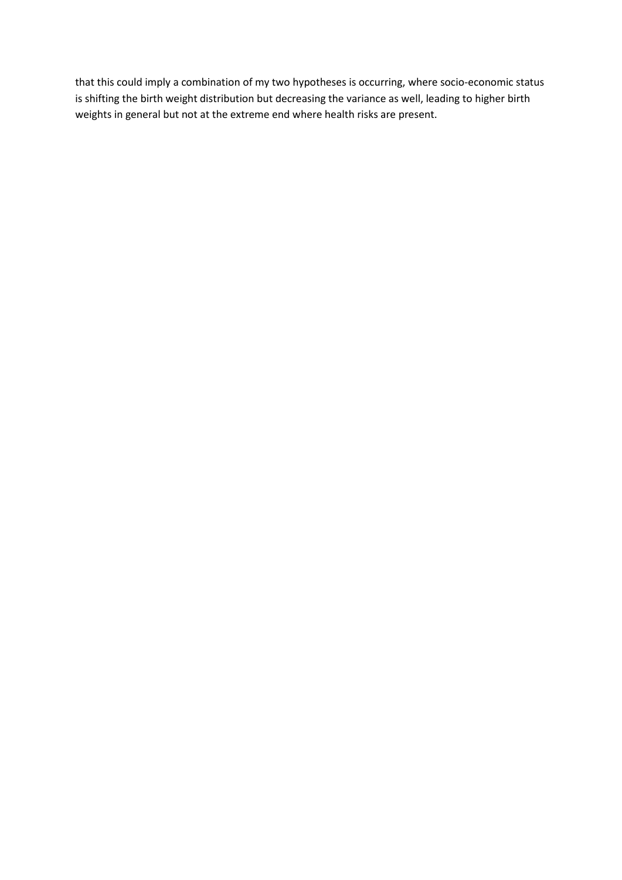that this could imply a combination of my two hypotheses is occurring, where socio-economic status is shifting the birth weight distribution but decreasing the variance as well, leading to higher birth weights in general but not at the extreme end where health risks are present.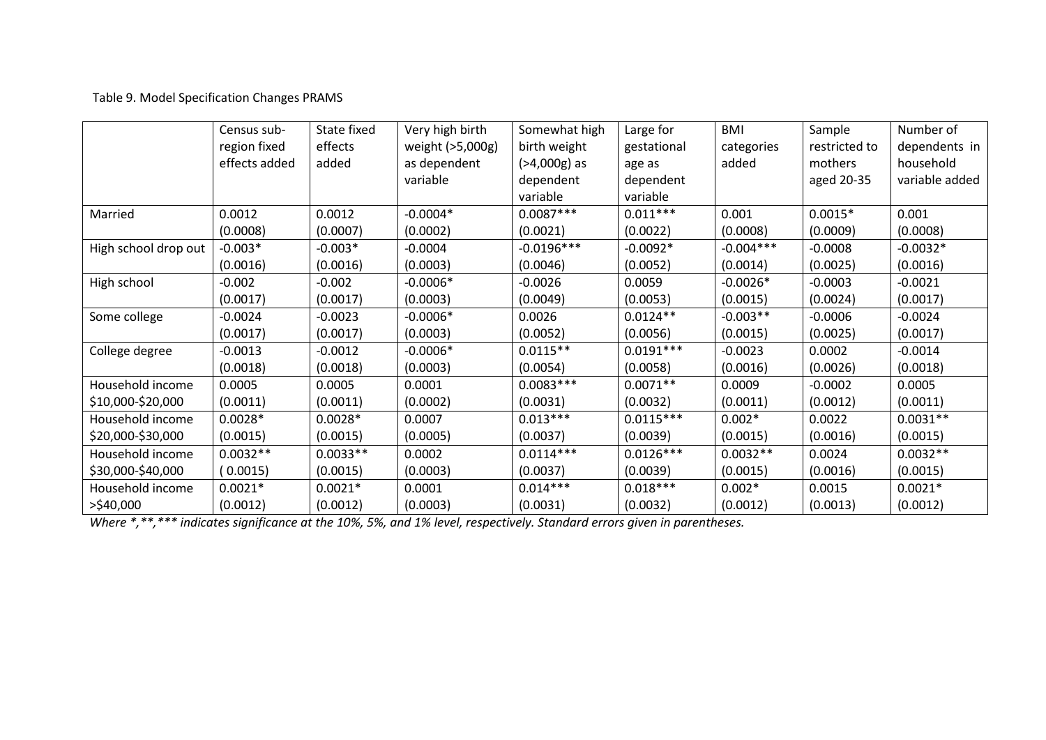Table 9. Model Specification Changes PRAMS

| | Census sub-region fixed effects added | State fixed effects added | Very high birth weight (>5,000g) as dependent variable | Somewhat high birth weight (>4,000g) as dependent variable | Large for gestational age as dependent variable | BMI categories added | Sample restricted to mothers aged 20-35 | Number of dependents in household variable added |
|---|---|---|---|---|---|---|---|---|
| Married | 0.0012<br>(0.0008) | 0.0012<br>(0.0007) | -0.0004*<br>(0.0002) | 0.0087***<br>(0.0021) | 0.011***<br>(0.0022) | 0.001<br>(0.0008) | 0.0015*<br>(0.0009) | 0.001<br>(0.0008) |
| High school drop out | -0.003*<br>(0.0016) | -0.003*<br>(0.0016) | -0.0004<br>(0.0003) | -0.0196***<br>(0.0046) | -0.0092*<br>(0.0052) | -0.004***<br>(0.0014) | -0.0008<br>(0.0025) | -0.0032*<br>(0.0016) |
| High school | -0.002<br>(0.0017) | -0.002<br>(0.0017) | -0.0006*<br>(0.0003) | -0.0026<br>(0.0049) | 0.0059<br>(0.0053) | -0.0026*<br>(0.0015) | -0.0003<br>(0.0024) | -0.0021<br>(0.0017) |
| Some college | -0.0024<br>(0.0017) | -0.0023<br>(0.0017) | -0.0006*<br>(0.0003) | 0.0026<br>(0.0052) | 0.0124**<br>(0.0056) | -0.003**<br>(0.0015) | -0.0006<br>(0.0025) | -0.0024<br>(0.0017) |
| College degree | -0.0013<br>(0.0018) | -0.0012<br>(0.0018) | -0.0006*<br>(0.0003) | 0.0115**<br>(0.0054) | 0.0191***<br>(0.0058) | -0.0023<br>(0.0016) | 0.0002<br>(0.0026) | -0.0014<br>(0.0018) |
| Household income $10,000-$20,000 | 0.0005<br>(0.0011) | 0.0005<br>(0.0011) | 0.0001<br>(0.0002) | 0.0083***<br>(0.0031) | 0.0071**<br>(0.0032) | 0.0009<br>(0.0011) | -0.0002<br>(0.0012) | 0.0005<br>(0.0011) |
| Household income $20,000-$30,000 | 0.0028*<br>(0.0015) | 0.0028*<br>(0.0015) | 0.0007<br>(0.0005) | 0.013***<br>(0.0037) | 0.0115***<br>(0.0039) | 0.002*<br>(0.0015) | 0.0022<br>(0.0016) | 0.0031**<br>(0.0015) |
| Household income $30,000-$40,000 | 0.0032**<br>( 0.0015) | 0.0033**<br>(0.0015) | 0.0002<br>(0.0003) | 0.0114***<br>(0.0037) | 0.0126***<br>(0.0039) | 0.0032**<br>(0.0015) | 0.0024<br>(0.0016) | 0.0032**<br>(0.0015) |
| Household income >$40,000 | 0.0021*<br>(0.0012) | 0.0021*<br>(0.0012) | 0.0001<br>(0.0003) | 0.014***<br>(0.0031) | 0.018***<br>(0.0032) | 0.002*<br>(0.0012) | 0.0015<br>(0.0013) | 0.0021*<br>(0.0012) |

*Where *,**,*** indicates significance at the 10%, 5%, and 1% level, respectively. Standard errors given in parentheses.*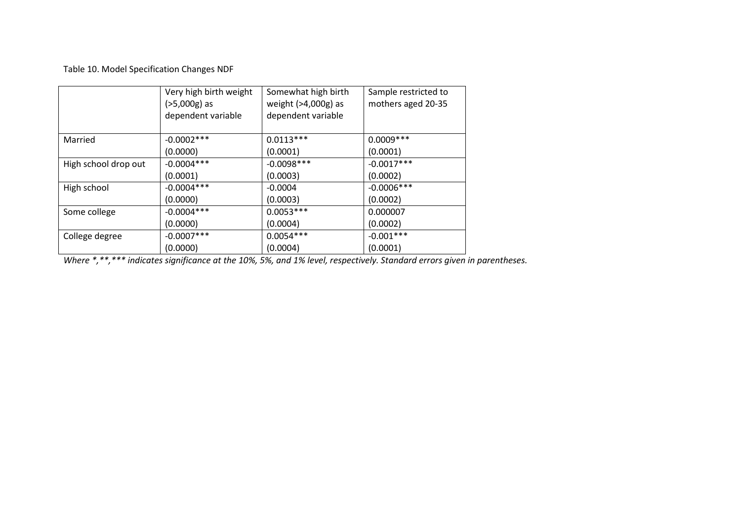Table 10. Model Specification Changes NDF

| | Very high birth weight (>5,000g) as dependent variable | Somewhat high birth weight (>4,000g) as dependent variable | Sample restricted to mothers aged 20-35 |
|---|---|---|---|
| Married | -0.0002***<br>(0.0000) | 0.0113***<br>(0.0001) | 0.0009***<br>(0.0001) |
| High school drop out | -0.0004***<br>(0.0001) | -0.0098***<br>(0.0003) | -0.0017***<br>(0.0002) |
| High school | -0.0004***<br>(0.0000) | -0.0004<br>(0.0003) | -0.0006***<br>(0.0002) |
| Some college | -0.0004***<br>(0.0000) | 0.0053***<br>(0.0004) | 0.000007<br>(0.0002) |
| College degree | -0.0007***<br>(0.0000) | 0.0054***<br>(0.0004) | -0.001***<br>(0.0001) |

*Where *,**,*** indicates significance at the 10%, 5%, and 1% level, respectively. Standard errors given in parentheses.*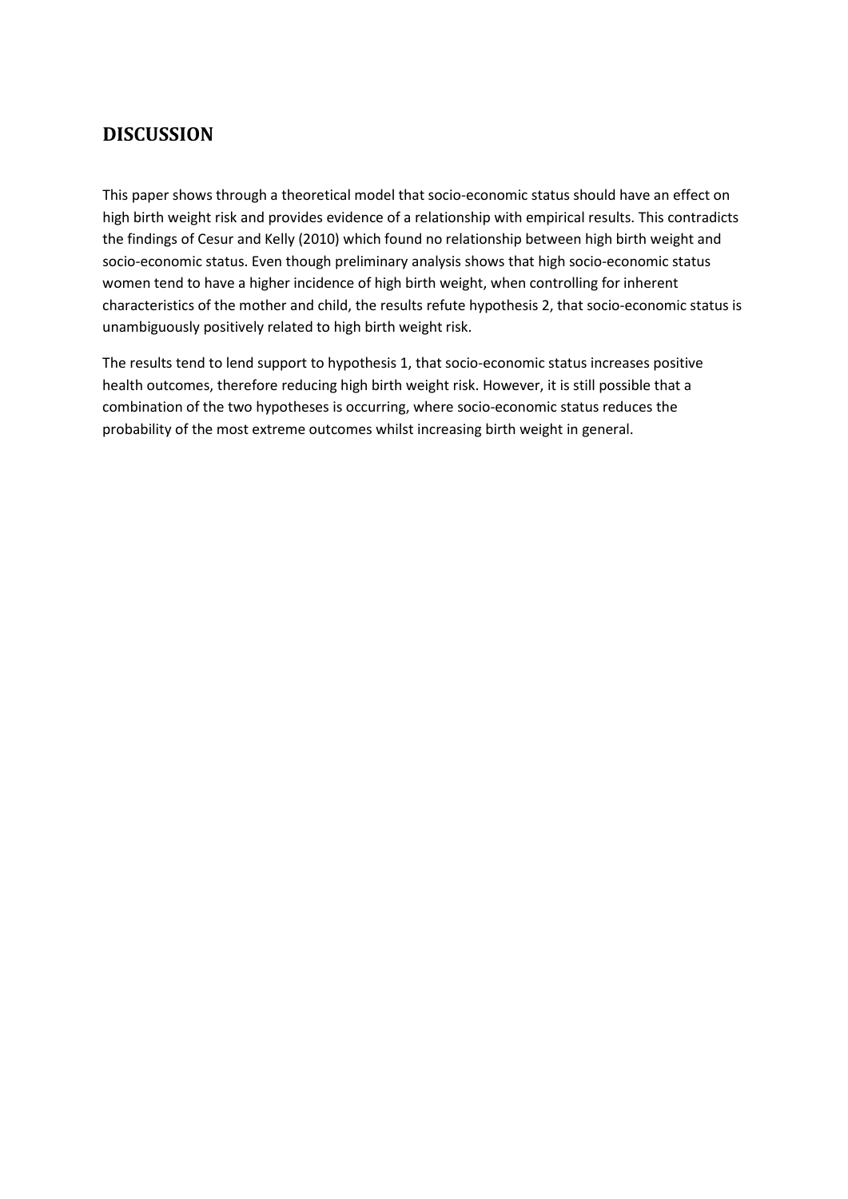## DISCUSSION

This paper shows through a theoretical model that socio-economic status should have an effect on high birth weight risk and provides evidence of a relationship with empirical results. This contradicts the findings of Cesur and Kelly (2010) which found no relationship between high birth weight and socio-economic status. Even though preliminary analysis shows that high socio-economic status women tend to have a higher incidence of high birth weight, when controlling for inherent characteristics of the mother and child, the results refute hypothesis 2, that socio-economic status is unambiguously positively related to high birth weight risk.

The results tend to lend support to hypothesis 1, that socio-economic status increases positive health outcomes, therefore reducing high birth weight risk. However, it is still possible that a combination of the two hypotheses is occurring, where socio-economic status reduces the probability of the most extreme outcomes whilst increasing birth weight in general.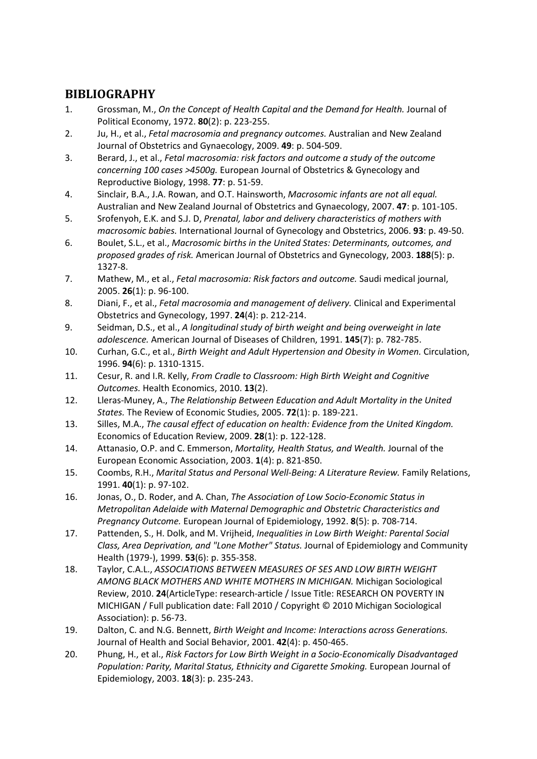## BIBLIOGRAPHY

1. Grossman, M., *On the Concept of Health Capital and the Demand for Health.* Journal of Political Economy, 1972. **80**(2): p. 223-255.
2. Ju, H., et al., *Fetal macrosomia and pregnancy outcomes.* Australian and New Zealand Journal of Obstetrics and Gynaecology, 2009. **49**: p. 504-509.
3. Berard, J., et al., *Fetal macrosomia: risk factors and outcome a study of the outcome concerning 100 cases >4500g.* European Journal of Obstetrics & Gynecology and Reproductive Biology, 1998. **77**: p. 51-59.
4. Sinclair, B.A., J.A. Rowan, and O.T. Hainsworth, *Macrosomic infants are not all equal.* Australian and New Zealand Journal of Obstetrics and Gynaecology, 2007. **47**: p. 101-105.
5. Srofenyoh, E.K. and S.J. D, *Prenatal, labor and delivery characteristics of mothers with macrosomic babies.* International Journal of Gynecology and Obstetrics, 2006. **93**: p. 49-50.
6. Boulet, S.L., et al., *Macrosomic births in the United States: Determinants, outcomes, and proposed grades of risk.* American Journal of Obstetrics and Gynecology, 2003. **188**(5): p. 1327-8.
7. Mathew, M., et al., *Fetal macrosomia: Risk factors and outcome.* Saudi medical journal, 2005. **26**(1): p. 96-100.
8. Diani, F., et al., *Fetal macrosomia and management of delivery.* Clinical and Experimental Obstetrics and Gynecology, 1997. **24**(4): p. 212-214.
9. Seidman, D.S., et al., *A longitudinal study of birth weight and being overweight in late adolescence.* American Journal of Diseases of Children, 1991. **145**(7): p. 782-785.
10. Curhan, G.C., et al., *Birth Weight and Adult Hypertension and Obesity in Women.* Circulation, 1996. **94**(6): p. 1310-1315.
11. Cesur, R. and I.R. Kelly, *From Cradle to Classroom: High Birth Weight and Cognitive Outcomes.* Health Economics, 2010. **13**(2).
12. Lleras-Muney, A., *The Relationship Between Education and Adult Mortality in the United States.* The Review of Economic Studies, 2005. **72**(1): p. 189-221.
13. Silles, M.A., *The causal effect of education on health: Evidence from the United Kingdom.* Economics of Education Review, 2009. **28**(1): p. 122-128.
14. Attanasio, O.P. and C. Emmerson, *Mortality, Health Status, and Wealth.* Journal of the European Economic Association, 2003. **1**(4): p. 821-850.
15. Coombs, R.H., *Marital Status and Personal Well-Being: A Literature Review.* Family Relations, 1991. **40**(1): p. 97-102.
16. Jonas, O., D. Roder, and A. Chan, *The Association of Low Socio-Economic Status in Metropolitan Adelaide with Maternal Demographic and Obstetric Characteristics and Pregnancy Outcome.* European Journal of Epidemiology, 1992. **8**(5): p. 708-714.
17. Pattenden, S., H. Dolk, and M. Vrijheid, *Inequalities in Low Birth Weight: Parental Social Class, Area Deprivation, and "Lone Mother" Status.* Journal of Epidemiology and Community Health (1979-), 1999. **53**(6): p. 355-358.
18. Taylor, C.A.L., *ASSOCIATIONS BETWEEN MEASURES OF SES AND LOW BIRTH WEIGHT AMONG BLACK MOTHERS AND WHITE MOTHERS IN MICHIGAN.* Michigan Sociological Review, 2010. **24**(ArticleType: research-article / Issue Title: RESEARCH ON POVERTY IN MICHIGAN / Full publication date: Fall 2010 / Copyright © 2010 Michigan Sociological Association): p. 56-73.
19. Dalton, C. and N.G. Bennett, *Birth Weight and Income: Interactions across Generations.* Journal of Health and Social Behavior, 2001. **42**(4): p. 450-465.
20. Phung, H., et al., *Risk Factors for Low Birth Weight in a Socio-Economically Disadvantaged Population: Parity, Marital Status, Ethnicity and Cigarette Smoking.* European Journal of Epidemiology, 2003. **18**(3): p. 235-243.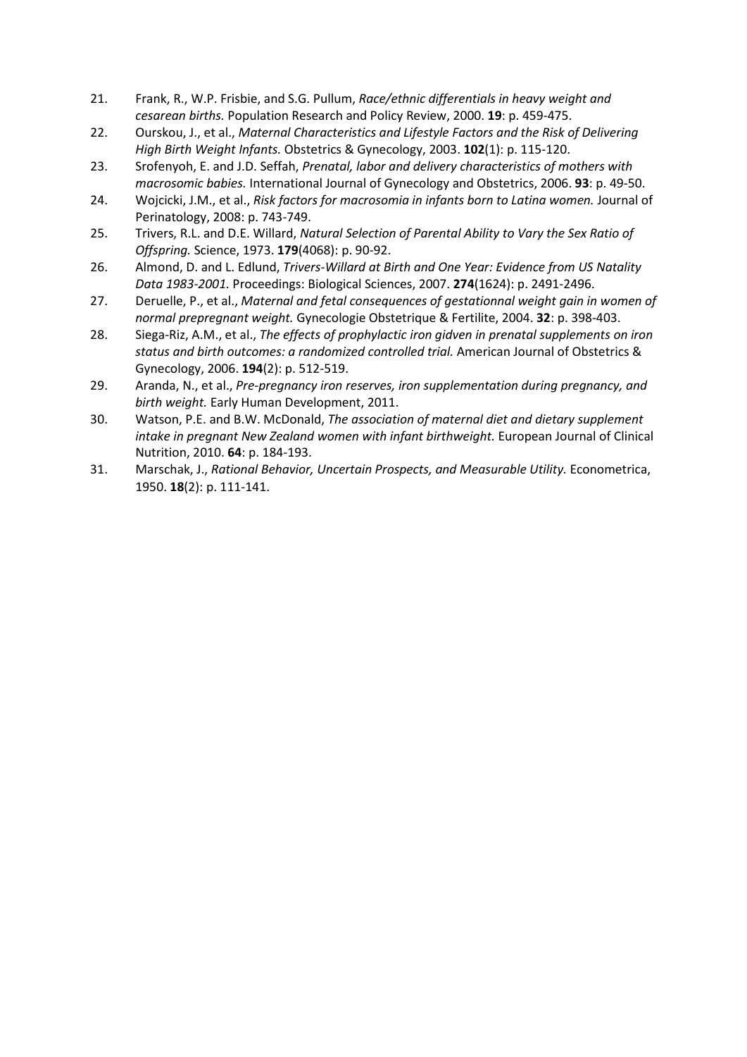21. Frank, R., W.P. Frisbie, and S.G. Pullum, *Race/ethnic differentials in heavy weight and cesarean births.* Population Research and Policy Review, 2000. **19**: p. 459-475.
22. Ourskou, J., et al., *Maternal Characteristics and Lifestyle Factors and the Risk of Delivering High Birth Weight Infants.* Obstetrics & Gynecology, 2003. **102**(1): p. 115-120.
23. Srofenyoh, E. and J.D. Seffah, *Prenatal, labor and delivery characteristics of mothers with macrosomic babies.* International Journal of Gynecology and Obstetrics, 2006. **93**: p. 49-50.
24. Wojcicki, J.M., et al., *Risk factors for macrosomia in infants born to Latina women.* Journal of Perinatology, 2008: p. 743-749.
25. Trivers, R.L. and D.E. Willard, *Natural Selection of Parental Ability to Vary the Sex Ratio of Offspring.* Science, 1973. **179**(4068): p. 90-92.
26. Almond, D. and L. Edlund, *Trivers-Willard at Birth and One Year: Evidence from US Natality Data 1983-2001.* Proceedings: Biological Sciences, 2007. **274**(1624): p. 2491-2496.
27. Deruelle, P., et al., *Maternal and fetal consequences of gestationnal weight gain in women of normal prepregnant weight.* Gynecologie Obstetrique & Fertilite, 2004. **32**: p. 398-403.
28. Siega-Riz, A.M., et al., *The effects of prophylactic iron gidven in prenatal supplements on iron status and birth outcomes: a randomized controlled trial.* American Journal of Obstetrics & Gynecology, 2006. **194**(2): p. 512-519.
29. Aranda, N., et al., *Pre-pregnancy iron reserves, iron supplementation during pregnancy, and birth weight.* Early Human Development, 2011.
30. Watson, P.E. and B.W. McDonald, *The association of maternal diet and dietary supplement intake in pregnant New Zealand women with infant birthweight.* European Journal of Clinical Nutrition, 2010. **64**: p. 184-193.
31. Marschak, J., *Rational Behavior, Uncertain Prospects, and Measurable Utility.* Econometrica, 1950. **18**(2): p. 111-141.